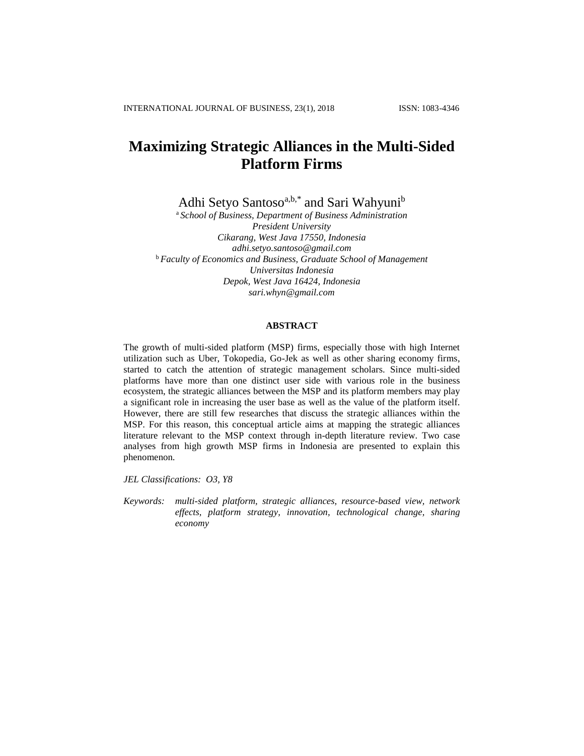# Maximizing Strategic Alliances in the Multi-Sided Platform Firms

Adhi Setyo Santoso[a,b,*] and Sari Wahyuni[b]

[a] *School of Business, Department of Business Administration*
*President University*
*Cikarang, West Java 17550, Indonesia*
*adhi.setyo.santoso@gmail.com*

[b] *Faculty of Economics and Business, Graduate School of Management*
*Universitas Indonesia*
*Depok, West Java 16424, Indonesia*
*sari.whyn@gmail.com*

## ABSTRACT

The growth of multi-sided platform (MSP) firms, especially those with high Internet utilization such as Uber, Tokopedia, Go-Jek as well as other sharing economy firms, started to catch the attention of strategic management scholars. Since multi-sided platforms have more than one distinct user side with various role in the business ecosystem, the strategic alliances between the MSP and its platform members may play a significant role in increasing the user base as well as the value of the platform itself. However, there are still few researches that discuss the strategic alliances within the MSP. For this reason, this conceptual article aims at mapping the strategic alliances literature relevant to the MSP context through in-depth literature review. Two case analyses from high growth MSP firms in Indonesia are presented to explain this phenomenon.

*JEL Classifications: O3, Y8*

*Keywords:* *multi-sided platform, strategic alliances, resource-based view, network effects, platform strategy, innovation, technological change, sharing economy*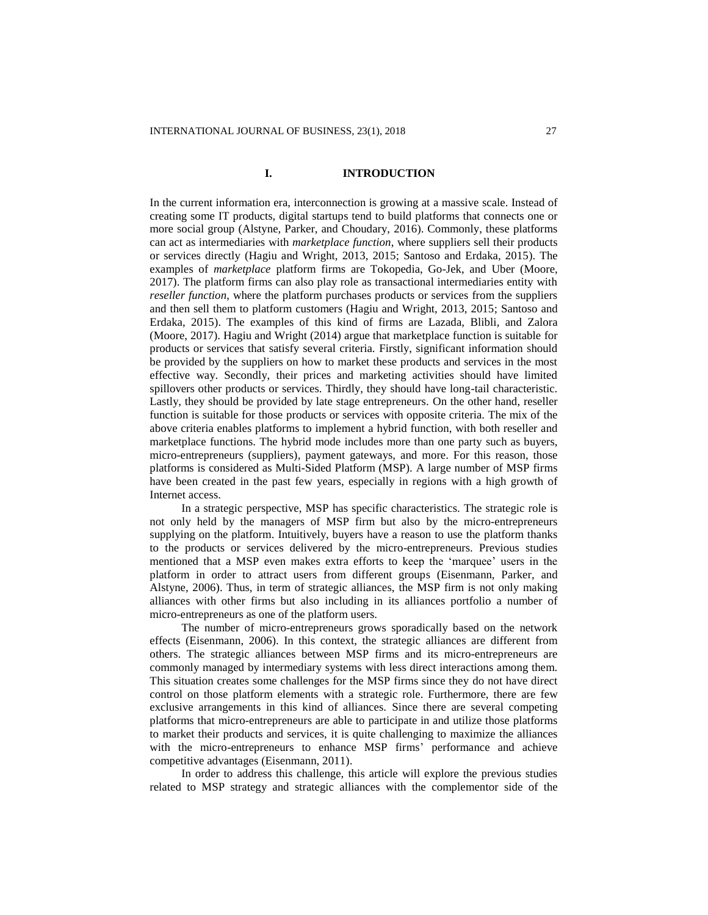## I. INTRODUCTION

In the current information era, interconnection is growing at a massive scale. Instead of creating some IT products, digital startups tend to build platforms that connects one or more social group (Alstyne, Parker, and Choudary, 2016). Commonly, these platforms can act as intermediaries with *marketplace function*, where suppliers sell their products or services directly (Hagiu and Wright, 2013, 2015; Santoso and Erdaka, 2015). The examples of *marketplace* platform firms are Tokopedia, Go-Jek, and Uber (Moore, 2017). The platform firms can also play role as transactional intermediaries entity with *reseller function*, where the platform purchases products or services from the suppliers and then sell them to platform customers (Hagiu and Wright, 2013, 2015; Santoso and Erdaka, 2015). The examples of this kind of firms are Lazada, Blibli, and Zalora (Moore, 2017). Hagiu and Wright (2014) argue that marketplace function is suitable for products or services that satisfy several criteria. Firstly, significant information should be provided by the suppliers on how to market these products and services in the most effective way. Secondly, their prices and marketing activities should have limited spillovers other products or services. Thirdly, they should have long-tail characteristic. Lastly, they should be provided by late stage entrepreneurs. On the other hand, reseller function is suitable for those products or services with opposite criteria. The mix of the above criteria enables platforms to implement a hybrid function, with both reseller and marketplace functions. The hybrid mode includes more than one party such as buyers, micro-entrepreneurs (suppliers), payment gateways, and more. For this reason, those platforms is considered as Multi-Sided Platform (MSP). A large number of MSP firms have been created in the past few years, especially in regions with a high growth of Internet access.

In a strategic perspective, MSP has specific characteristics. The strategic role is not only held by the managers of MSP firm but also by the micro-entrepreneurs supplying on the platform. Intuitively, buyers have a reason to use the platform thanks to the products or services delivered by the micro-entrepreneurs. Previous studies mentioned that a MSP even makes extra efforts to keep the 'marquee' users in the platform in order to attract users from different groups (Eisenmann, Parker, and Alstyne, 2006). Thus, in term of strategic alliances, the MSP firm is not only making alliances with other firms but also including in its alliances portfolio a number of micro-entrepreneurs as one of the platform users.

The number of micro-entrepreneurs grows sporadically based on the network effects (Eisenmann, 2006). In this context, the strategic alliances are different from others. The strategic alliances between MSP firms and its micro-entrepreneurs are commonly managed by intermediary systems with less direct interactions among them. This situation creates some challenges for the MSP firms since they do not have direct control on those platform elements with a strategic role. Furthermore, there are few exclusive arrangements in this kind of alliances. Since there are several competing platforms that micro-entrepreneurs are able to participate in and utilize those platforms to market their products and services, it is quite challenging to maximize the alliances with the micro-entrepreneurs to enhance MSP firms' performance and achieve competitive advantages (Eisenmann, 2011).

In order to address this challenge, this article will explore the previous studies related to MSP strategy and strategic alliances with the complementor side of the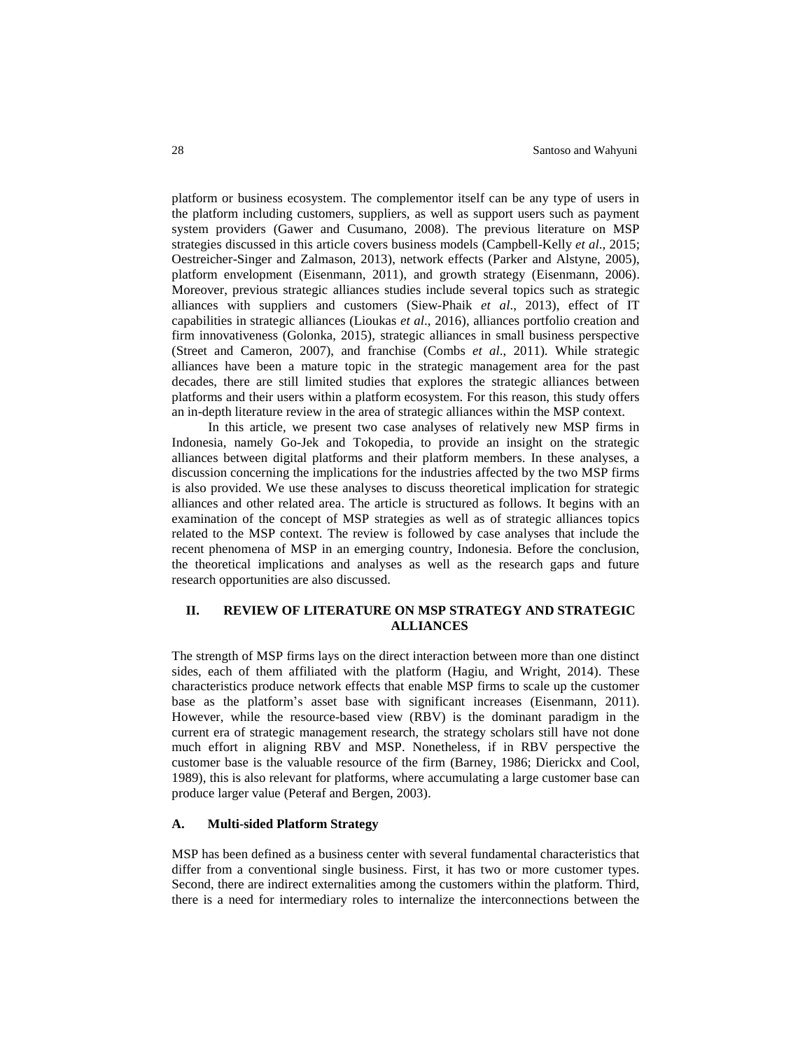platform or business ecosystem. The complementor itself can be any type of users in the platform including customers, suppliers, as well as support users such as payment system providers (Gawer and Cusumano, 2008). The previous literature on MSP strategies discussed in this article covers business models (Campbell-Kelly *et al*., 2015; Oestreicher-Singer and Zalmason, 2013), network effects (Parker and Alstyne, 2005), platform envelopment (Eisenmann, 2011), and growth strategy (Eisenmann, 2006). Moreover, previous strategic alliances studies include several topics such as strategic alliances with suppliers and customers (Siew-Phaik *et al*., 2013), effect of IT capabilities in strategic alliances (Lioukas *et al*., 2016), alliances portfolio creation and firm innovativeness (Golonka, 2015), strategic alliances in small business perspective (Street and Cameron, 2007), and franchise (Combs *et al*., 2011). While strategic alliances have been a mature topic in the strategic management area for the past decades, there are still limited studies that explores the strategic alliances between platforms and their users within a platform ecosystem. For this reason, this study offers an in-depth literature review in the area of strategic alliances within the MSP context.

In this article, we present two case analyses of relatively new MSP firms in Indonesia, namely Go-Jek and Tokopedia, to provide an insight on the strategic alliances between digital platforms and their platform members. In these analyses, a discussion concerning the implications for the industries affected by the two MSP firms is also provided. We use these analyses to discuss theoretical implication for strategic alliances and other related area. The article is structured as follows. It begins with an examination of the concept of MSP strategies as well as of strategic alliances topics related to the MSP context. The review is followed by case analyses that include the recent phenomena of MSP in an emerging country, Indonesia. Before the conclusion, the theoretical implications and analyses as well the research gaps and future research opportunities are also discussed.

## II. REVIEW OF LITERATURE ON MSP STRATEGY AND STRATEGIC ALLIANCES

The strength of MSP firms lays on the direct interaction between more than one distinct sides, each of them affiliated with the platform (Hagiu, and Wright, 2014). These characteristics produce network effects that enable MSP firms to scale up the customer base as the platform's asset base with significant increases (Eisenmann, 2011). However, while the resource-based view (RBV) is the dominant paradigm in the current era of strategic management research, the strategy scholars still have not done much effort in aligning RBV and MSP. Nonetheless, if in RBV perspective the customer base is the valuable resource of the firm (Barney, 1986; Dierickx and Cool, 1989), this is also relevant for platforms, where accumulating a large customer base can produce larger value (Peteraf and Bergen, 2003).

### A. Multi-sided Platform Strategy

MSP has been defined as a business center with several fundamental characteristics that differ from a conventional single business. First, it has two or more customer types. Second, there are indirect externalities among the customers within the platform. Third, there is a need for intermediary roles to internalize the interconnections between the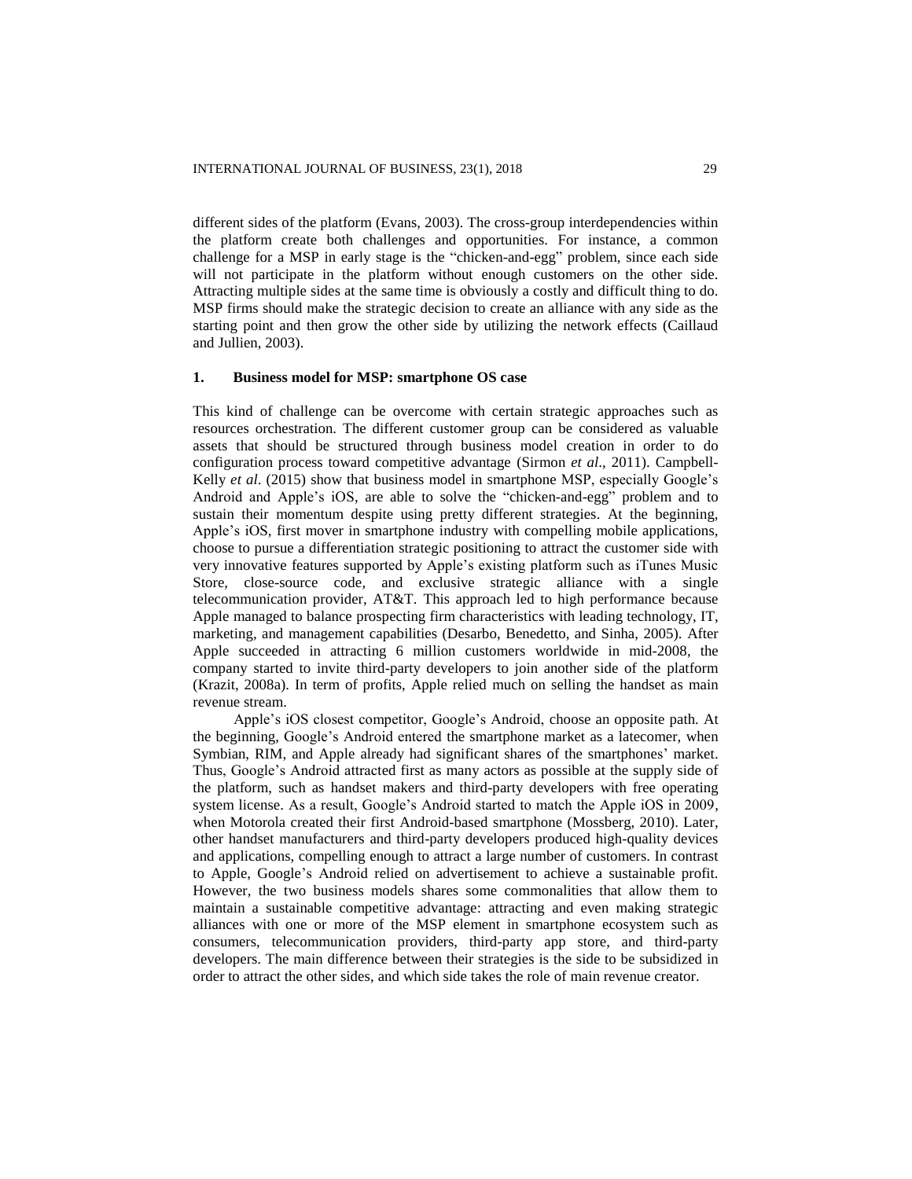different sides of the platform (Evans, 2003). The cross-group interdependencies within the platform create both challenges and opportunities. For instance, a common challenge for a MSP in early stage is the "chicken-and-egg" problem, since each side will not participate in the platform without enough customers on the other side. Attracting multiple sides at the same time is obviously a costly and difficult thing to do. MSP firms should make the strategic decision to create an alliance with any side as the starting point and then grow the other side by utilizing the network effects (Caillaud and Jullien, 2003).

## 1. Business model for MSP: smartphone OS case

This kind of challenge can be overcome with certain strategic approaches such as resources orchestration. The different customer group can be considered as valuable assets that should be structured through business model creation in order to do configuration process toward competitive advantage (Sirmon *et al*., 2011). Campbell-Kelly *et al*. (2015) show that business model in smartphone MSP, especially Google's Android and Apple's iOS, are able to solve the "chicken-and-egg" problem and to sustain their momentum despite using pretty different strategies. At the beginning, Apple's iOS, first mover in smartphone industry with compelling mobile applications, choose to pursue a differentiation strategic positioning to attract the customer side with very innovative features supported by Apple's existing platform such as iTunes Music Store, close-source code, and exclusive strategic alliance with a single telecommunication provider, AT&T. This approach led to high performance because Apple managed to balance prospecting firm characteristics with leading technology, IT, marketing, and management capabilities (Desarbo, Benedetto, and Sinha, 2005). After Apple succeeded in attracting 6 million customers worldwide in mid-2008, the company started to invite third-party developers to join another side of the platform (Krazit, 2008a). In term of profits, Apple relied much on selling the handset as main revenue stream.

Apple's iOS closest competitor, Google's Android, choose an opposite path. At the beginning, Google's Android entered the smartphone market as a latecomer, when Symbian, RIM, and Apple already had significant shares of the smartphones' market. Thus, Google's Android attracted first as many actors as possible at the supply side of the platform, such as handset makers and third-party developers with free operating system license. As a result, Google's Android started to match the Apple iOS in 2009, when Motorola created their first Android-based smartphone (Mossberg, 2010). Later, other handset manufacturers and third-party developers produced high-quality devices and applications, compelling enough to attract a large number of customers. In contrast to Apple, Google's Android relied on advertisement to achieve a sustainable profit. However, the two business models shares some commonalities that allow them to maintain a sustainable competitive advantage: attracting and even making strategic alliances with one or more of the MSP element in smartphone ecosystem such as consumers, telecommunication providers, third-party app store, and third-party developers. The main difference between their strategies is the side to be subsidized in order to attract the other sides, and which side takes the role of main revenue creator.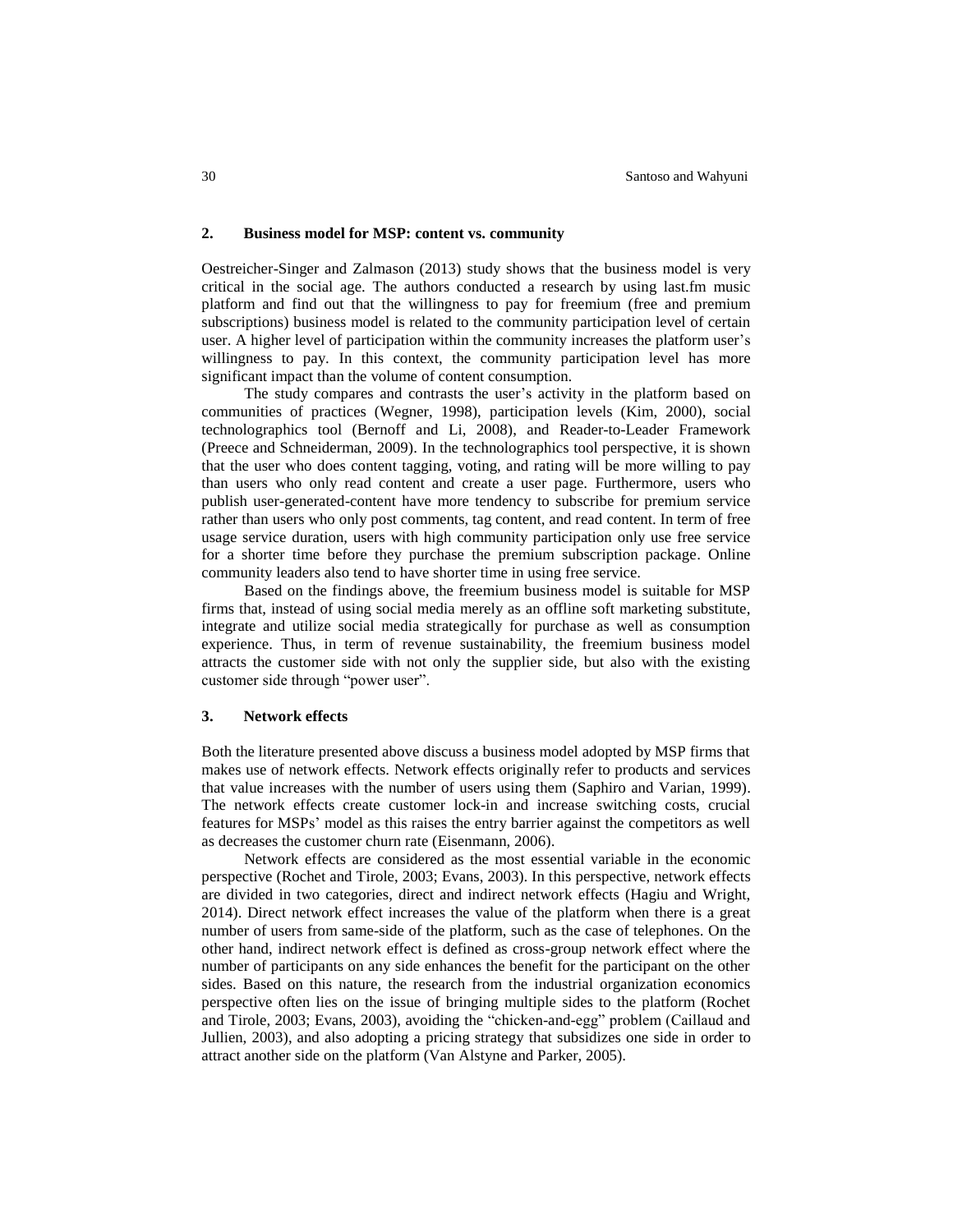## 2. Business model for MSP: content vs. community

Oestreicher-Singer and Zalmason (2013) study shows that the business model is very critical in the social age. The authors conducted a research by using last.fm music platform and find out that the willingness to pay for freemium (free and premium subscriptions) business model is related to the community participation level of certain user. A higher level of participation within the community increases the platform user's willingness to pay. In this context, the community participation level has more significant impact than the volume of content consumption.

The study compares and contrasts the user's activity in the platform based on communities of practices (Wegner, 1998), participation levels (Kim, 2000), social technographics tool (Bernoff and Li, 2008), and Reader-to-Leader Framework (Preece and Schneiderman, 2009). In the technographics tool perspective, it is shown that the user who does content tagging, voting, and rating will be more willing to pay than users who only read content and create a user page. Furthermore, users who publish user-generated-content have more tendency to subscribe for premium service rather than users who only post comments, tag content, and read content. In term of free usage service duration, users with high community participation only use free service for a shorter time before they purchase the premium subscription package. Online community leaders also tend to have shorter time in using free service.

Based on the findings above, the freemium business model is suitable for MSP firms that, instead of using social media merely as an offline soft marketing substitute, integrate and utilize social media strategically for purchase as well as consumption experience. Thus, in term of revenue sustainability, the freemium business model attracts the customer side with not only the supplier side, but also with the existing customer side through "power user".

## 3. Network effects

Both the literature presented above discuss a business model adopted by MSP firms that makes use of network effects. Network effects originally refer to products and services that value increases with the number of users using them (Saphiro and Varian, 1999). The network effects create customer lock-in and increase switching costs, crucial features for MSPs' model as this raises the entry barrier against the competitors as well as decreases the customer churn rate (Eisenmann, 2006).

Network effects are considered as the most essential variable in the economic perspective (Rochet and Tirole, 2003; Evans, 2003). In this perspective, network effects are divided in two categories, direct and indirect network effects (Hagiu and Wright, 2014). Direct network effect increases the value of the platform when there is a great number of users from same-side of the platform, such as the case of telephones. On the other hand, indirect network effect is defined as cross-group network effect where the number of participants on any side enhances the benefit for the participant on the other sides. Based on this nature, the research from the industrial organization economics perspective often lies on the issue of bringing multiple sides to the platform (Rochet and Tirole, 2003; Evans, 2003), avoiding the "chicken-and-egg" problem (Caillaud and Jullien, 2003), and also adopting a pricing strategy that subsidizes one side in order to attract another side on the platform (Van Alstyne and Parker, 2005).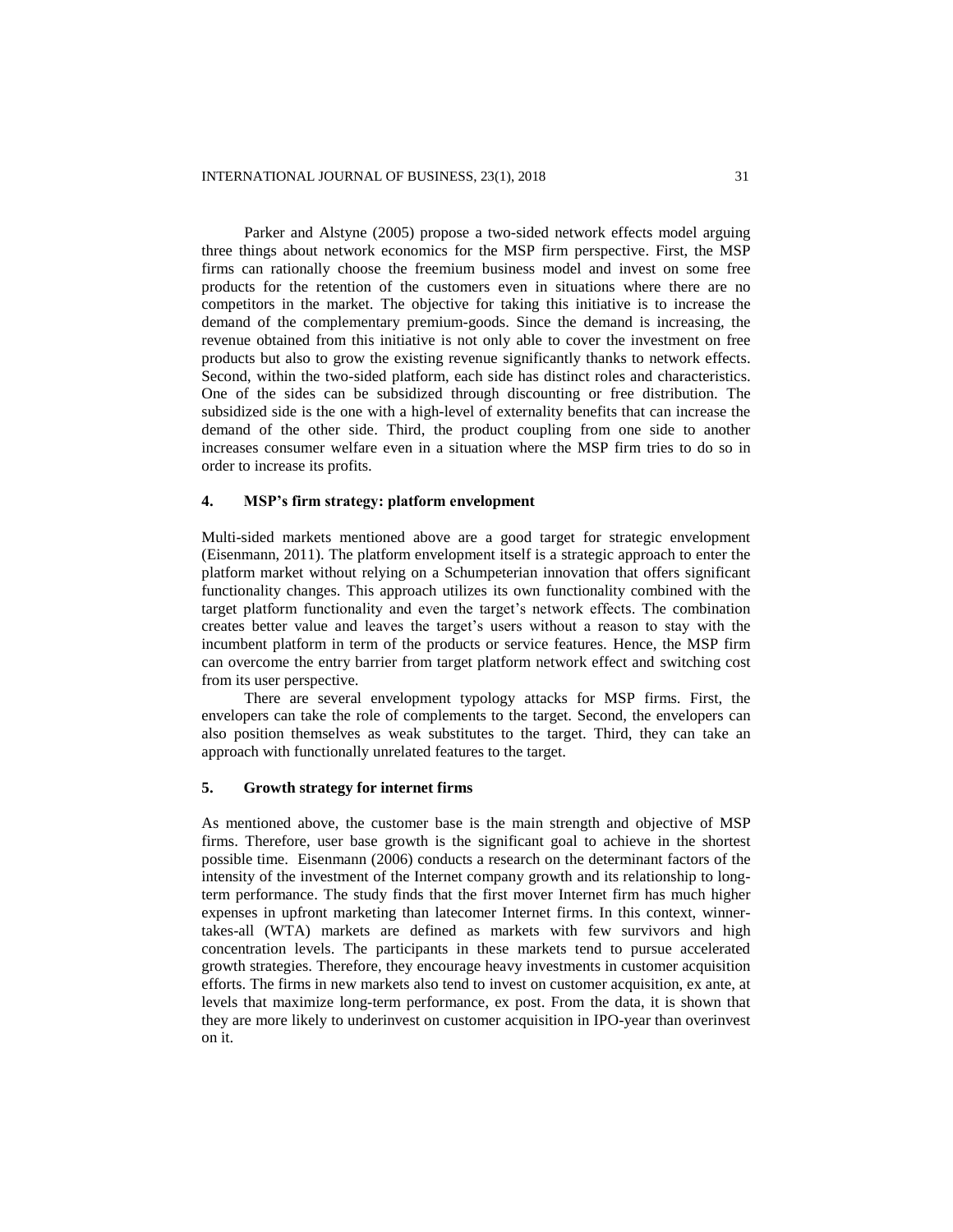Parker and Alstyne (2005) propose a two-sided network effects model arguing three things about network economics for the MSP firm perspective. First, the MSP firms can rationally choose the freemium business model and invest on some free products for the retention of the customers even in situations where there are no competitors in the market. The objective for taking this initiative is to increase the demand of the complementary premium-goods. Since the demand is increasing, the revenue obtained from this initiative is not only able to cover the investment on free products but also to grow the existing revenue significantly thanks to network effects. Second, within the two-sided platform, each side has distinct roles and characteristics. One of the sides can be subsidized through discounting or free distribution. The subsidized side is the one with a high-level of externality benefits that can increase the demand of the other side. Third, the product coupling from one side to another increases consumer welfare even in a situation where the MSP firm tries to do so in order to increase its profits.

## 4. MSP's firm strategy: platform envelopment

Multi-sided markets mentioned above are a good target for strategic envelopment (Eisenmann, 2011). The platform envelopment itself is a strategic approach to enter the platform market without relying on a Schumpeterian innovation that offers significant functionality changes. This approach utilizes its own functionality combined with the target platform functionality and even the target's network effects. The combination creates better value and leaves the target's users without a reason to stay with the incumbent platform in term of the products or service features. Hence, the MSP firm can overcome the entry barrier from target platform network effect and switching cost from its user perspective.

There are several envelopment typology attacks for MSP firms. First, the envelopers can take the role of complements to the target. Second, the envelopers can also position themselves as weak substitutes to the target. Third, they can take an approach with functionally unrelated features to the target.

## 5. Growth strategy for internet firms

As mentioned above, the customer base is the main strength and objective of MSP firms. Therefore, user base growth is the significant goal to achieve in the shortest possible time. Eisenmann (2006) conducts a research on the determinant factors of the intensity of the investment of the Internet company growth and its relationship to long-term performance. The study finds that the first mover Internet firm has much higher expenses in upfront marketing than latecomer Internet firms. In this context, winner-takes-all (WTA) markets are defined as markets with few survivors and high concentration levels. The participants in these markets tend to pursue accelerated growth strategies. Therefore, they encourage heavy investments in customer acquisition efforts. The firms in new markets also tend to invest on customer acquisition, ex ante, at levels that maximize long-term performance, ex post. From the data, it is shown that they are more likely to underinvest on customer acquisition in IPO-year than overinvest on it.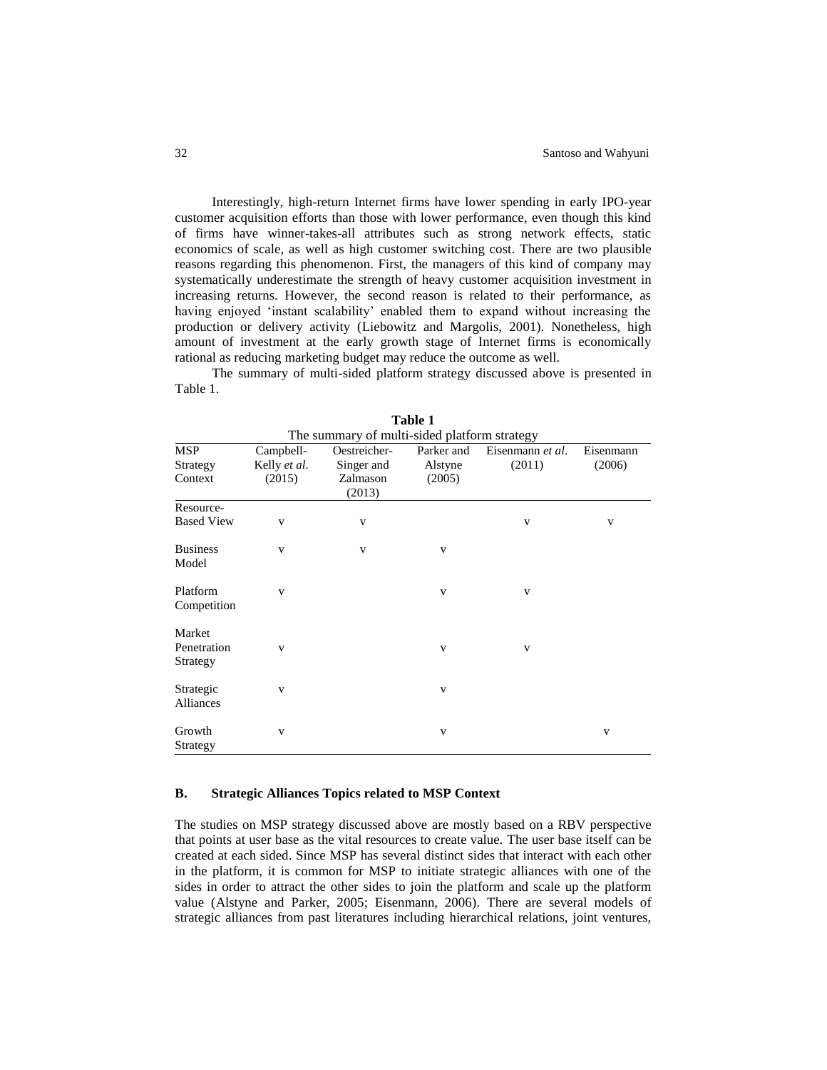Interestingly, high-return Internet firms have lower spending in early IPO-year customer acquisition efforts than those with lower performance, even though this kind of firms have winner-takes-all attributes such as strong network effects, static economics of scale, as well as high customer switching cost. There are two plausible reasons regarding this phenomenon. First, the managers of this kind of company may systematically underestimate the strength of heavy customer acquisition investment in increasing returns. However, the second reason is related to their performance, as having enjoyed 'instant scalability' enabled them to expand without increasing the production or delivery activity (Liebowitz and Margolis, 2001). Nonetheless, high amount of investment at the early growth stage of Internet firms is economically rational as reducing marketing budget may reduce the outcome as well.

The summary of multi-sided platform strategy discussed above is presented in Table 1.

**Table 1**
The summary of multi-sided platform strategy

| MSP Strategy Context | Campbell-Kelly *et al.* (2015) | Oestreicher-Singer and Zalmason (2013) | Parker and Alstyne (2005) | Eisenmann *et al.* (2011) | Eisenmann (2006) |
|---|---|---|---|---|---|
| Resource-Based View | v | v | | v | v |
| Business Model | v | v | v | | |
| Platform Competition | v | | v | v | |
| Market Penetration Strategy | v | | v | v | |
| Strategic Alliances | v | | v | | |
| Growth Strategy | v | | v | | v |

## B. Strategic Alliances Topics related to MSP Context

The studies on MSP strategy discussed above are mostly based on a RBV perspective that points at user base as the vital resources to create value. The user base itself can be created at each sided. Since MSP has several distinct sides that interact with each other in the platform, it is common for MSP to initiate strategic alliances with one of the sides in order to attract the other sides to join the platform and scale up the platform value (Alstyne and Parker, 2005; Eisenmann, 2006). There are several models of strategic alliances from past literatures including hierarchical relations, joint ventures,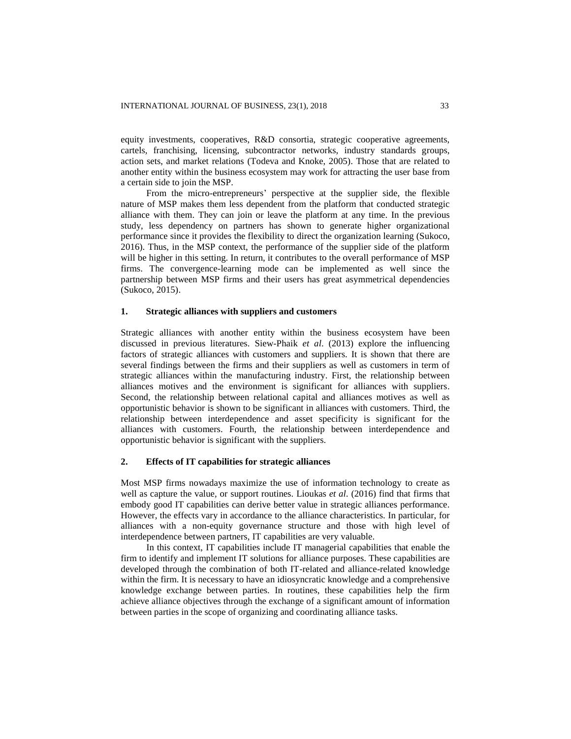equity investments, cooperatives, R&D consortia, strategic cooperative agreements, cartels, franchising, licensing, subcontractor networks, industry standards groups, action sets, and market relations (Todeva and Knoke, 2005). Those that are related to another entity within the business ecosystem may work for attracting the user base from a certain side to join the MSP.

From the micro-entrepreneurs' perspective at the supplier side, the flexible nature of MSP makes them less dependent from the platform that conducted strategic alliance with them. They can join or leave the platform at any time. In the previous study, less dependency on partners has shown to generate higher organizational performance since it provides the flexibility to direct the organization learning (Sukoco, 2016). Thus, in the MSP context, the performance of the supplier side of the platform will be higher in this setting. In return, it contributes to the overall performance of MSP firms. The convergence-learning mode can be implemented as well since the partnership between MSP firms and their users has great asymmetrical dependencies (Sukoco, 2015).

## 1. Strategic alliances with suppliers and customers

Strategic alliances with another entity within the business ecosystem have been discussed in previous literatures. Siew-Phaik *et al*. (2013) explore the influencing factors of strategic alliances with customers and suppliers. It is shown that there are several findings between the firms and their suppliers as well as customers in term of strategic alliances within the manufacturing industry. First, the relationship between alliances motives and the environment is significant for alliances with suppliers. Second, the relationship between relational capital and alliances motives as well as opportunistic behavior is shown to be significant in alliances with customers. Third, the relationship between interdependence and asset specificity is significant for the alliances with customers. Fourth, the relationship between interdependence and opportunistic behavior is significant with the suppliers.

## 2. Effects of IT capabilities for strategic alliances

Most MSP firms nowadays maximize the use of information technology to create as well as capture the value, or support routines. Lioukas *et al*. (2016) find that firms that embody good IT capabilities can derive better value in strategic alliances performance. However, the effects vary in accordance to the alliance characteristics. In particular, for alliances with a non-equity governance structure and those with high level of interdependence between partners, IT capabilities are very valuable.

In this context, IT capabilities include IT managerial capabilities that enable the firm to identify and implement IT solutions for alliance purposes. These capabilities are developed through the combination of both IT-related and alliance-related knowledge within the firm. It is necessary to have an idiosyncratic knowledge and a comprehensive knowledge exchange between parties. In routines, these capabilities help the firm achieve alliance objectives through the exchange of a significant amount of information between parties in the scope of organizing and coordinating alliance tasks.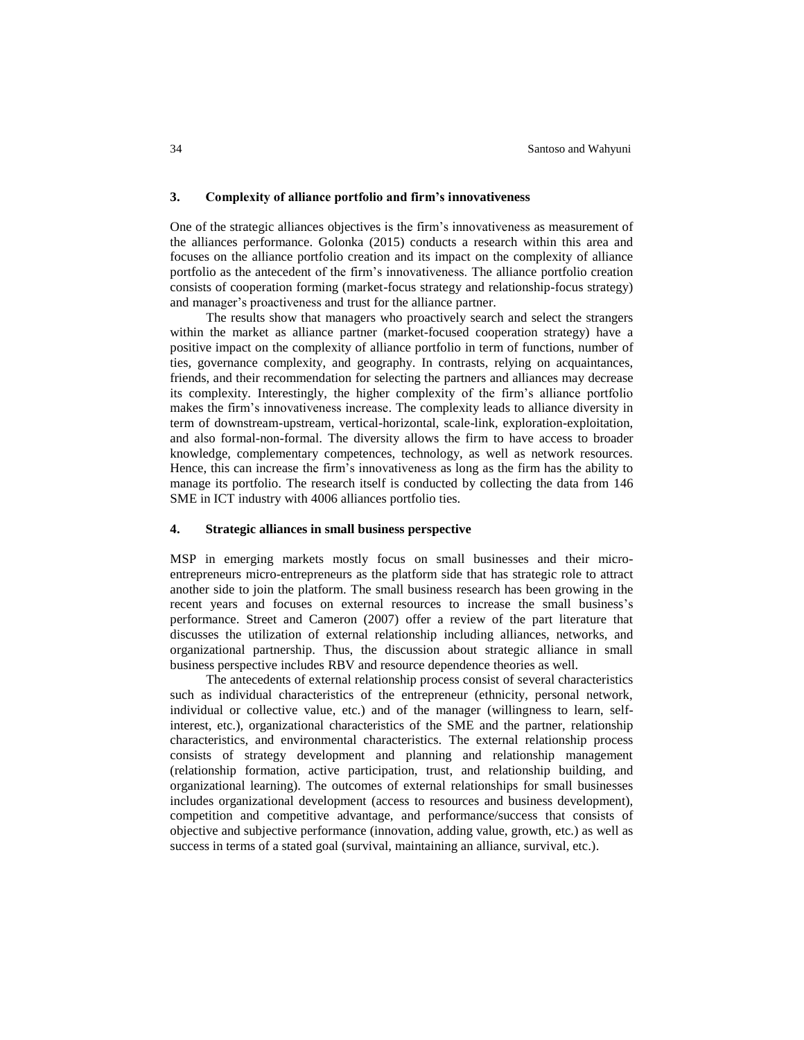### 3. Complexity of alliance portfolio and firm's innovativeness

One of the strategic alliances objectives is the firm's innovativeness as measurement of the alliances performance. Golonka (2015) conducts a research within this area and focuses on the alliance portfolio creation and its impact on the complexity of alliance portfolio as the antecedent of the firm's innovativeness. The alliance portfolio creation consists of cooperation forming (market-focus strategy and relationship-focus strategy) and manager's proactiveness and trust for the alliance partner.

The results show that managers who proactively search and select the strangers within the market as alliance partner (market-focused cooperation strategy) have a positive impact on the complexity of alliance portfolio in term of functions, number of ties, governance complexity, and geography. In contrasts, relying on acquaintances, friends, and their recommendation for selecting the partners and alliances may decrease its complexity. Interestingly, the higher complexity of the firm's alliance portfolio makes the firm's innovativeness increase. The complexity leads to alliance diversity in term of downstream-upstream, vertical-horizontal, scale-link, exploration-exploitation, and also formal-non-formal. The diversity allows the firm to have access to broader knowledge, complementary competences, technology, as well as network resources. Hence, this can increase the firm's innovativeness as long as the firm has the ability to manage its portfolio. The research itself is conducted by collecting the data from 146 SME in ICT industry with 4006 alliances portfolio ties.

### 4. Strategic alliances in small business perspective

MSP in emerging markets mostly focus on small businesses and their micro-entrepreneurs micro-entrepreneurs as the platform side that has strategic role to attract another side to join the platform. The small business research has been growing in the recent years and focuses on external resources to increase the small business's performance. Street and Cameron (2007) offer a review of the part literature that discusses the utilization of external relationship including alliances, networks, and organizational partnership. Thus, the discussion about strategic alliance in small business perspective includes RBV and resource dependence theories as well.

The antecedents of external relationship process consist of several characteristics such as individual characteristics of the entrepreneur (ethnicity, personal network, individual or collective value, etc.) and of the manager (willingness to learn, self-interest, etc.), organizational characteristics of the SME and the partner, relationship characteristics, and environmental characteristics. The external relationship process consists of strategy development and planning and relationship management (relationship formation, active participation, trust, and relationship building, and organizational learning). The outcomes of external relationships for small businesses includes organizational development (access to resources and business development), competition and competitive advantage, and performance/success that consists of objective and subjective performance (innovation, adding value, growth, etc.) as well as success in terms of a stated goal (survival, maintaining an alliance, survival, etc.).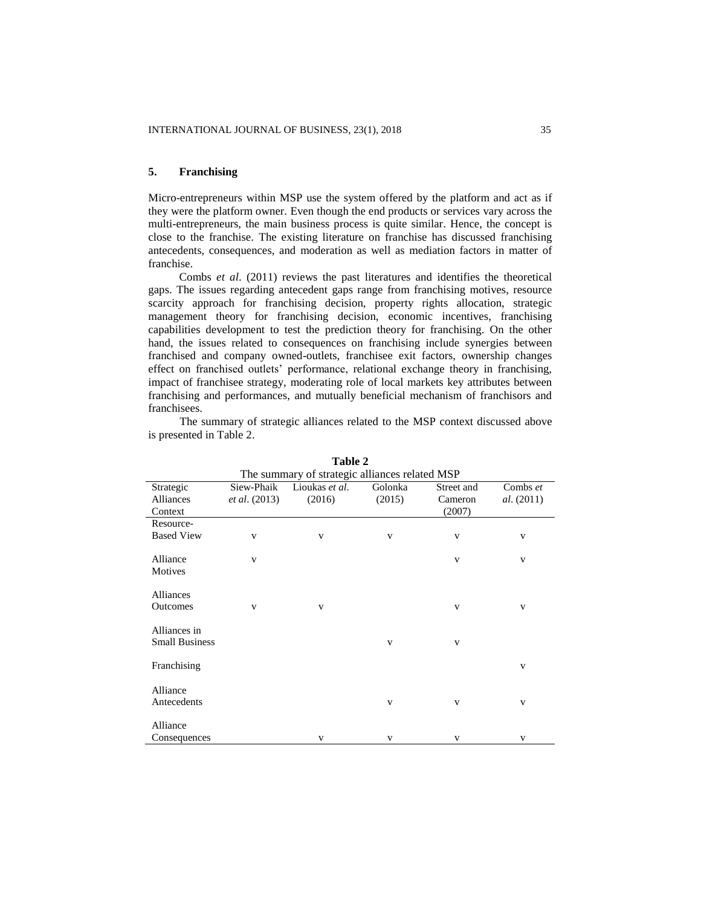## 5. Franchising

Micro-entrepreneurs within MSP use the system offered by the platform and act as if they were the platform owner. Even though the end products or services vary across the multi-entrepreneurs, the main business process is quite similar. Hence, the concept is close to the franchise. The existing literature on franchise has discussed franchising antecedents, consequences, and moderation as well as mediation factors in matter of franchise.

Combs *et al.* (2011) reviews the past literatures and identifies the theoretical gaps. The issues regarding antecedent gaps range from franchising motives, resource scarcity approach for franchising decision, property rights allocation, strategic management theory for franchising decision, economic incentives, franchising capabilities development to test the prediction theory for franchising. On the other hand, the issues related to consequences on franchising include synergies between franchised and company owned-outlets, franchisee exit factors, ownership changes effect on franchised outlets' performance, relational exchange theory in franchising, impact of franchisee strategy, moderating role of local markets key attributes between franchising and performances, and mutually beneficial mechanism of franchisors and franchisees.

The summary of strategic alliances related to the MSP context discussed above is presented in Table 2.

**Table 2**

The summary of strategic alliances related MSP

| Strategic Alliances Context | Siew-Phaik *et al*. (2013) | Lioukas *et al*. (2016) | Golonka (2015) | Street and Cameron (2007) | Combs *et al*. (2011) |
|---|---|---|---|---|---|
| Resource-Based View | v | v | v | v | v |
| Alliance Motives | v | | | v | v |
| Alliances Outcomes | v | v | | v | v |
| Alliances in Small Business | | | v | v | |
| Franchising | | | | | v |
| Alliance Antecedents | | | v | v | v |
| Alliance Consequences | | v | v | v | v |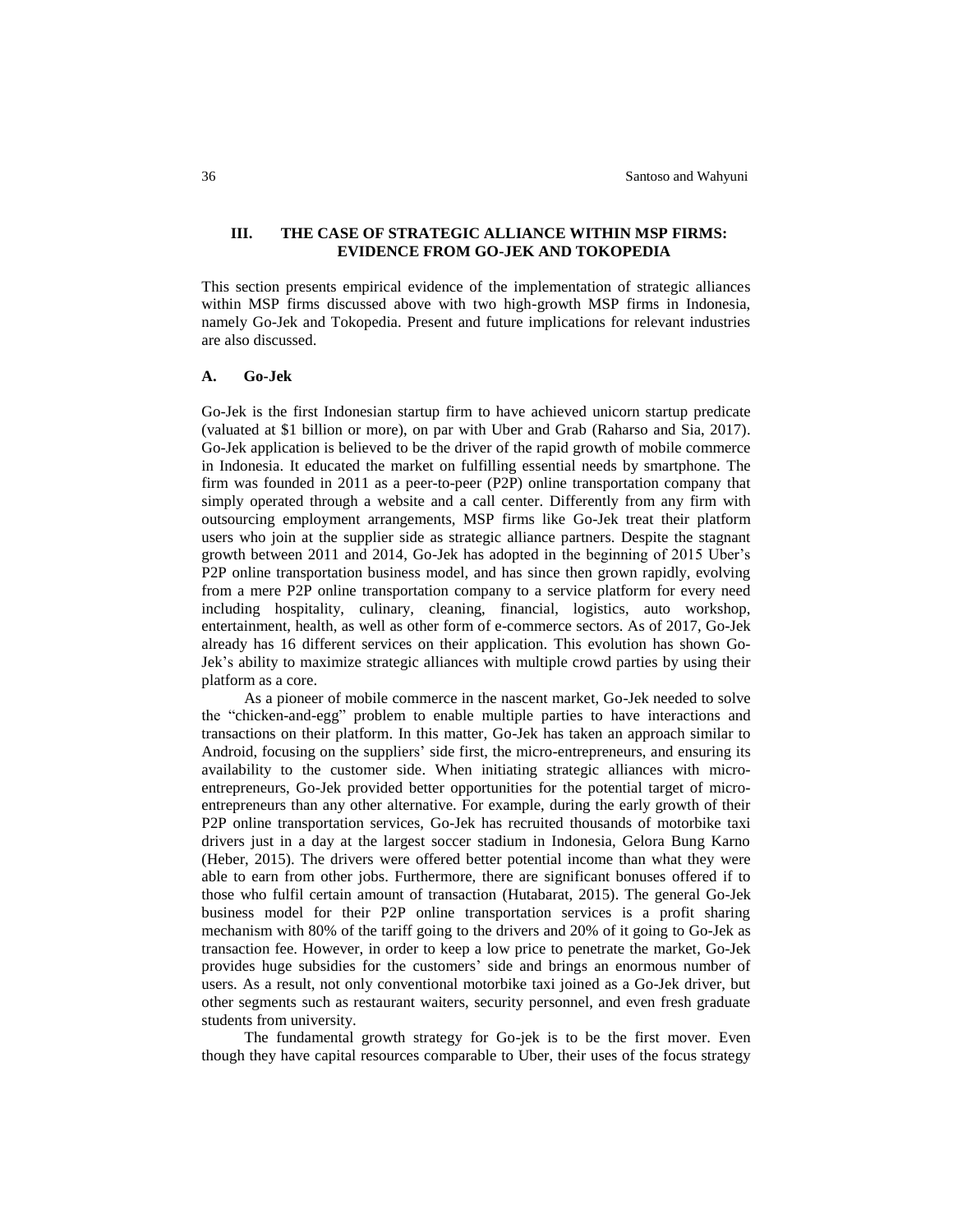## III. THE CASE OF STRATEGIC ALLIANCE WITHIN MSP FIRMS: EVIDENCE FROM GO-JEK AND TOKOPEDIA

This section presents empirical evidence of the implementation of strategic alliances within MSP firms discussed above with two high-growth MSP firms in Indonesia, namely Go-Jek and Tokopedia. Present and future implications for relevant industries are also discussed.

### A. Go-Jek

Go-Jek is the first Indonesian startup firm to have achieved unicorn startup predicate (valuated at $1 billion or more), on par with Uber and Grab (Raharso and Sia, 2017). Go-Jek application is believed to be the driver of the rapid growth of mobile commerce in Indonesia. It educated the market on fulfilling essential needs by smartphone. The firm was founded in 2011 as a peer-to-peer (P2P) online transportation company that simply operated through a website and a call center. Differently from any firm with outsourcing employment arrangements, MSP firms like Go-Jek treat their platform users who join at the supplier side as strategic alliance partners. Despite the stagnant growth between 2011 and 2014, Go-Jek has adopted in the beginning of 2015 Uber's P2P online transportation business model, and has since then grown rapidly, evolving from a mere P2P online transportation company to a service platform for every need including hospitality, culinary, cleaning, financial, logistics, auto workshop, entertainment, health, as well as other form of e-commerce sectors. As of 2017, Go-Jek already has 16 different services on their application. This evolution has shown Go-Jek's ability to maximize strategic alliances with multiple crowd parties by using their platform as a core.

As a pioneer of mobile commerce in the nascent market, Go-Jek needed to solve the "chicken-and-egg" problem to enable multiple parties to have interactions and transactions on their platform. In this matter, Go-Jek has taken an approach similar to Android, focusing on the suppliers' side first, the micro-entrepreneurs, and ensuring its availability to the customer side. When initiating strategic alliances with micro-entrepreneurs, Go-Jek provided better opportunities for the potential target of micro-entrepreneurs than any other alternative. For example, during the early growth of their P2P online transportation services, Go-Jek has recruited thousands of motorbike taxi drivers just in a day at the largest soccer stadium in Indonesia, Gelora Bung Karno (Heber, 2015). The drivers were offered better potential income than what they were able to earn from other jobs. Furthermore, there are significant bonuses offered if to those who fulfil certain amount of transaction (Hutabarat, 2015). The general Go-Jek business model for their P2P online transportation services is a profit sharing mechanism with 80% of the tariff going to the drivers and 20% of it going to Go-Jek as transaction fee. However, in order to keep a low price to penetrate the market, Go-Jek provides huge subsidies for the customers' side and brings an enormous number of users. As a result, not only conventional motorbike taxi joined as a Go-Jek driver, but other segments such as restaurant waiters, security personnel, and even fresh graduate students from university.

The fundamental growth strategy for Go-jek is to be the first mover. Even though they have capital resources comparable to Uber, their uses of the focus strategy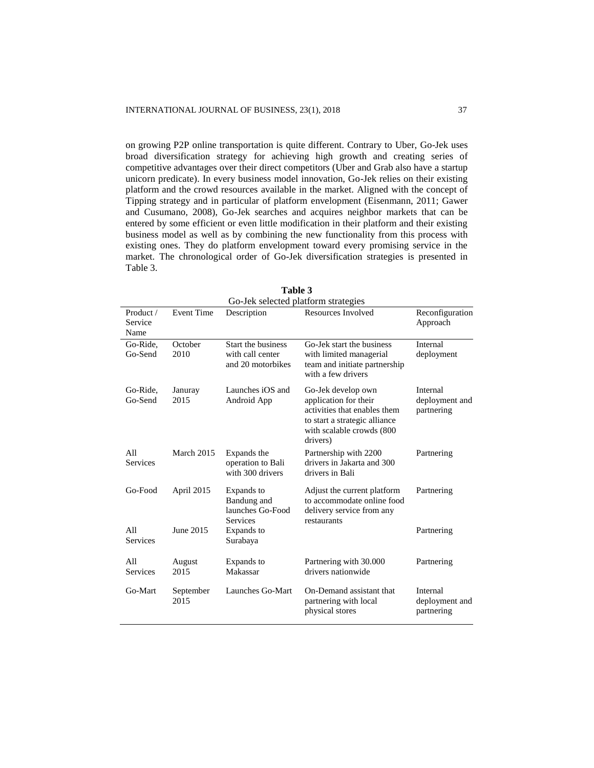on growing P2P online transportation is quite different. Contrary to Uber, Go-Jek uses broad diversification strategy for achieving high growth and creating series of competitive advantages over their direct competitors (Uber and Grab also have a startup unicorn predicate). In every business model innovation, Go-Jek relies on their existing platform and the crowd resources available in the market. Aligned with the concept of Tipping strategy and in particular of platform envelopment (Eisenmann, 2011; Gawer and Cusumano, 2008), Go-Jek searches and acquires neighbor markets that can be entered by some efficient or even little modification in their platform and their existing business model as well as by combining the new functionality from this process with existing ones. They do platform envelopment toward every promising service in the market. The chronological order of Go-Jek diversification strategies is presented in Table 3.

**Table 3**
Go-Jek selected platform strategies

| Product / Service Name | Event Time | Description | Resources Involved | Reconfiguration Approach |
|---|---|---|---|---|
| Go-Ride, Go-Send | October 2010 | Start the business with call center and 20 motorbikes | Go-Jek start the business with limited managerial team and initiate partnership with a few drivers | Internal deployment |
| Go-Ride, Go-Send | Januray 2015 | Launches iOS and Android App | Go-Jek develop own application for their activities that enables them to start a strategic alliance with scalable crowds (800 drivers) | Internal deployment and partnering |
| All Services | March 2015 | Expands the operation to Bali with 300 drivers | Partnership with 2200 drivers in Jakarta and 300 drivers in Bali | Partnering |
| Go-Food | April 2015 | Expands to Bandung and launches Go-Food Services | Adjust the current platform to accommodate online food delivery service from any restaurants | Partnering |
| All Services | June 2015 | Expands to Surabaya | | Partnering |
| All Services | August 2015 | Expands to Makassar | Partnering with 30.000 drivers nationwide | Partnering |
| Go-Mart | September 2015 | Launches Go-Mart | On-Demand assistant that partnering with local physical stores | Internal deployment and partnering |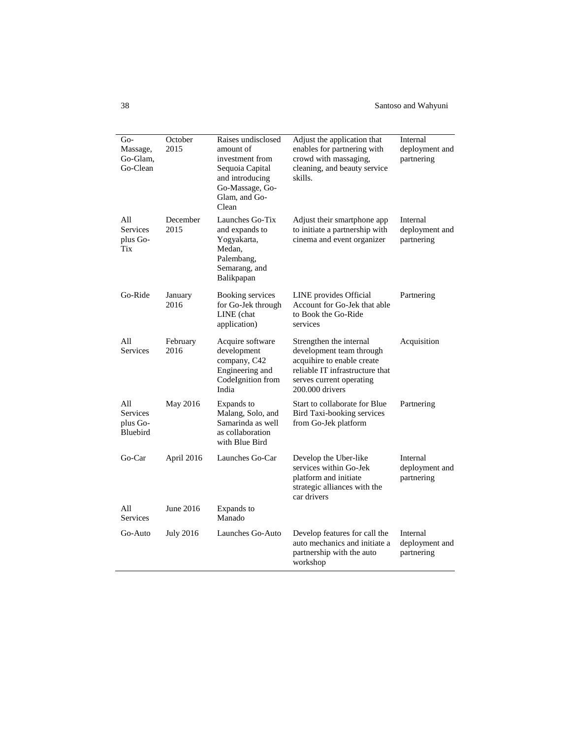| | | | | |
|---|---|---|---|---|
| Go-Massage, Go-Glam, Go-Clean | October 2015 | Raises undisclosed amount of investment from Sequoia Capital and introducing Go-Massage, Go-Glam, and Go-Clean | Adjust the application that enables for partnering with crowd with massaging, cleaning, and beauty service skills. | Internal deployment and partnering |
| All Services plus Go-Tix | December 2015 | Launches Go-Tix and expands to Yogyakarta, Medan, Palembang, Semarang, and Balikpapan | Adjust their smartphone app to initiate a partnership with cinema and event organizer | Internal deployment and partnering |
| Go-Ride | January 2016 | Booking services for Go-Jek through LINE (chat application) | LINE provides Official Account for Go-Jek that able to Book the Go-Ride services | Partnering |
| All Services | February 2016 | Acquire software development company, C42 Engineering and CodeIgnition from India | Strengthen the internal development team through acquihire to enable create reliable IT infrastructure that serves current operating 200.000 drivers | Acquisition |
| All Services plus Go-Bluebird | May 2016 | Expands to Malang, Solo, and Samarinda as well as collaboration with Blue Bird | Start to collaborate for Blue Bird Taxi-booking services from Go-Jek platform | Partnering |
| Go-Car | April 2016 | Launches Go-Car | Develop the Uber-like services within Go-Jek platform and initiate strategic alliances with the car drivers | Internal deployment and partnering |
| All Services | June 2016 | Expands to Manado | | |
| Go-Auto | July 2016 | Launches Go-Auto | Develop features for call the auto mechanics and initiate a partnership with the auto workshop | Internal deployment and partnering |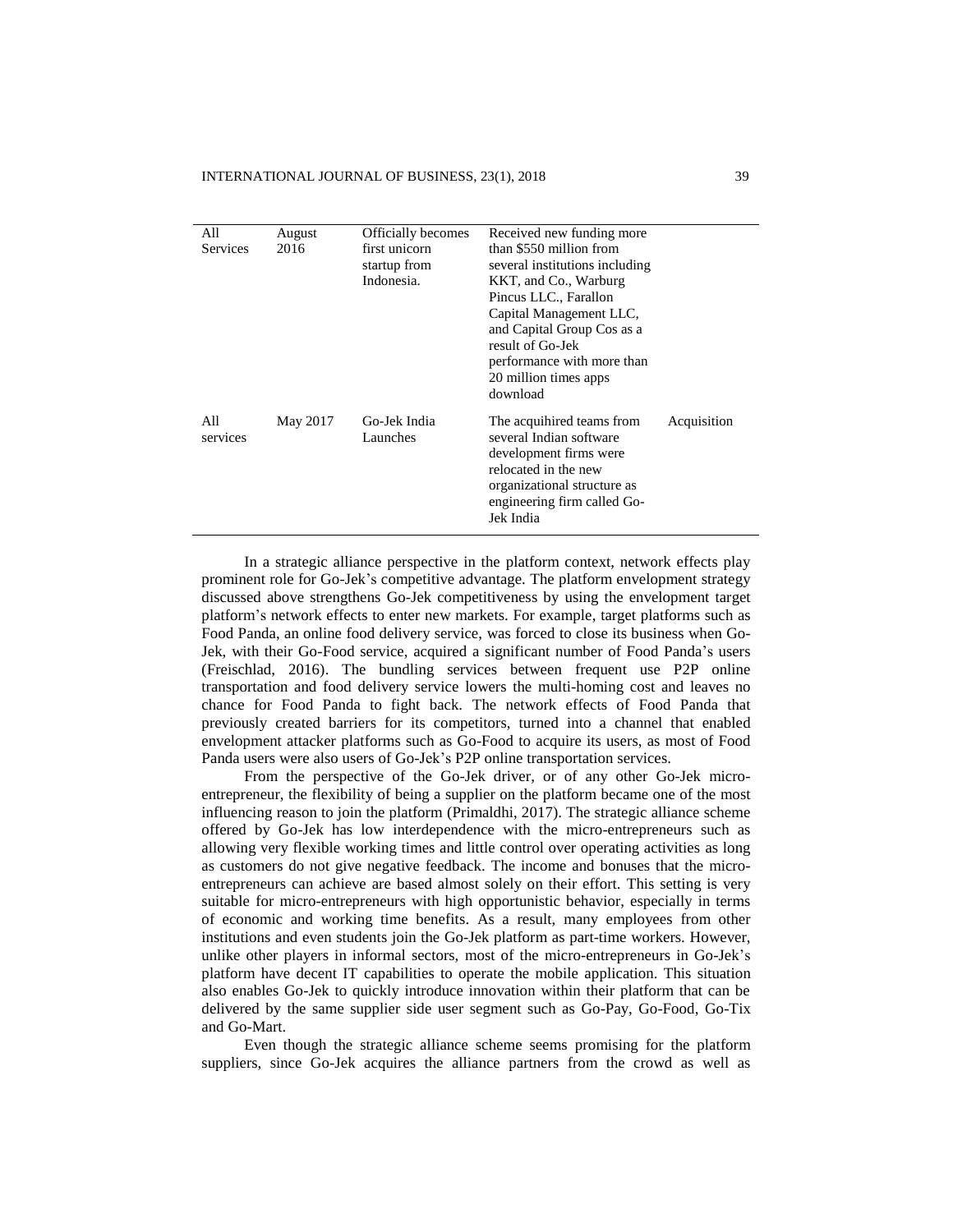| All Services | August 2016 | Officially becomes first unicorn startup from Indonesia. | Received new funding more than $550 million from several institutions including KKT, and Co., Warburg Pincus LLC., Farallon Capital Management LLC, and Capital Group Cos as a result of Go-Jek performance with more than 20 million times apps download | |
|---|---|---|---|---|
| All services | May 2017 | Go-Jek India Launches | The acquihired teams from several Indian software development firms were relocated in the new organizational structure as engineering firm called Go-Jek India | Acquisition |

In a strategic alliance perspective in the platform context, network effects play prominent role for Go-Jek's competitive advantage. The platform envelopment strategy discussed above strengthens Go-Jek competitiveness by using the envelopment target platform's network effects to enter new markets. For example, target platforms such as Food Panda, an online food delivery service, was forced to close its business when Go-Jek, with their Go-Food service, acquired a significant number of Food Panda's users (Freischlad, 2016). The bundling services between frequent use P2P online transportation and food delivery service lowers the multi-homing cost and leaves no chance for Food Panda to fight back. The network effects of Food Panda that previously created barriers for its competitors, turned into a channel that enabled envelopment attacker platforms such as Go-Food to acquire its users, as most of Food Panda users were also users of Go-Jek's P2P online transportation services.

From the perspective of the Go-Jek driver, or of any other Go-Jek micro-entrepreneur, the flexibility of being a supplier on the platform became one of the most influencing reason to join the platform (Primaldhi, 2017). The strategic alliance scheme offered by Go-Jek has low interdependence with the micro-entrepreneurs such as allowing very flexible working times and little control over operating activities as long as customers do not give negative feedback. The income and bonuses that the micro-entrepreneurs can achieve are based almost solely on their effort. This setting is very suitable for micro-entrepreneurs with high opportunistic behavior, especially in terms of economic and working time benefits. As a result, many employees from other institutions and even students join the Go-Jek platform as part-time workers. However, unlike other players in informal sectors, most of the micro-entrepreneurs in Go-Jek's platform have decent IT capabilities to operate the mobile application. This situation also enables Go-Jek to quickly introduce innovation within their platform that can be delivered by the same supplier side user segment such as Go-Pay, Go-Food, Go-Tix and Go-Mart.

Even though the strategic alliance scheme seems promising for the platform suppliers, since Go-Jek acquires the alliance partners from the crowd as well as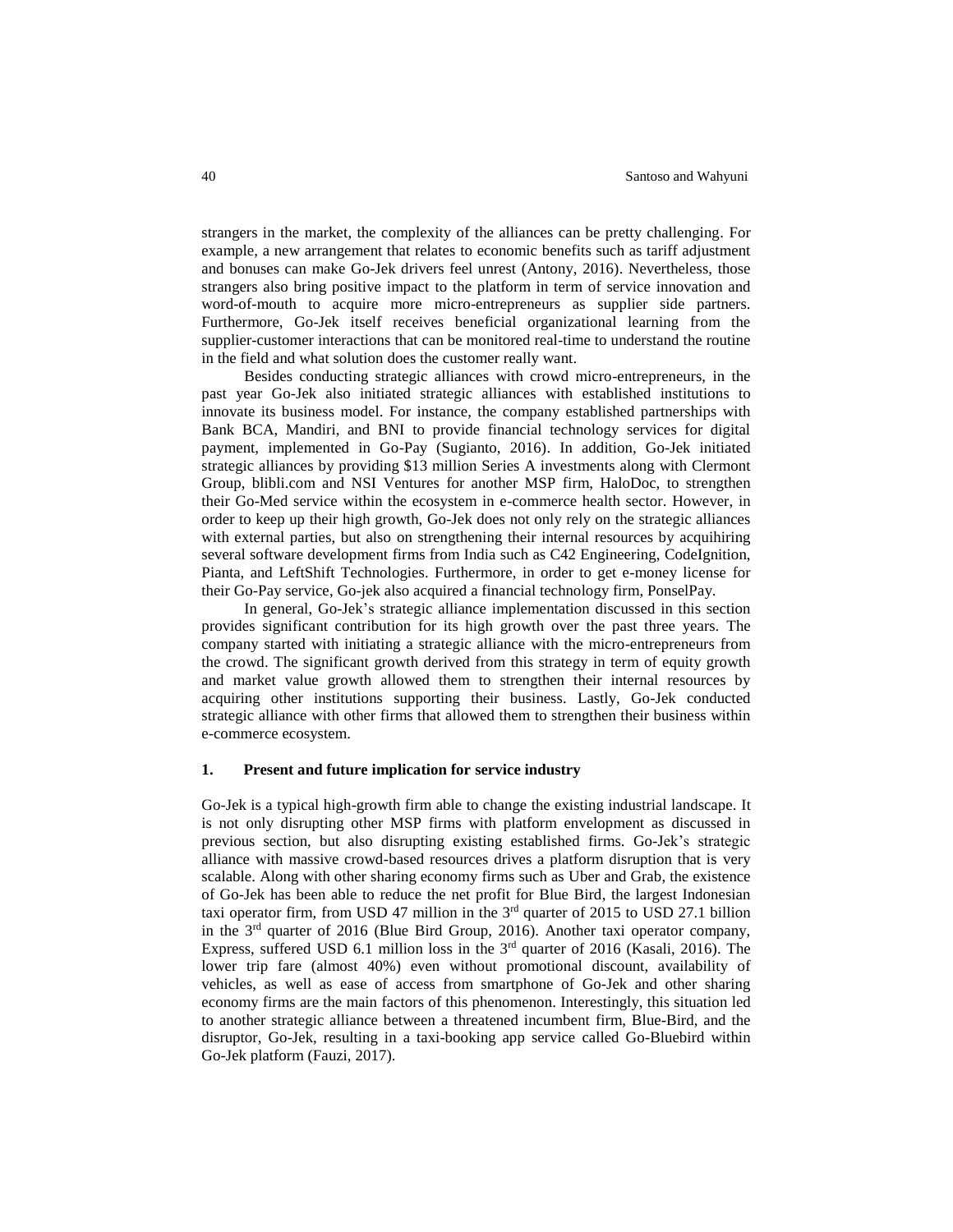strangers in the market, the complexity of the alliances can be pretty challenging. For example, a new arrangement that relates to economic benefits such as tariff adjustment and bonuses can make Go-Jek drivers feel unrest (Antony, 2016). Nevertheless, those strangers also bring positive impact to the platform in term of service innovation and word-of-mouth to acquire more micro-entrepreneurs as supplier side partners. Furthermore, Go-Jek itself receives beneficial organizational learning from the supplier-customer interactions that can be monitored real-time to understand the routine in the field and what solution does the customer really want.

Besides conducting strategic alliances with crowd micro-entrepreneurs, in the past year Go-Jek also initiated strategic alliances with established institutions to innovate its business model. For instance, the company established partnerships with Bank BCA, Mandiri, and BNI to provide financial technology services for digital payment, implemented in Go-Pay (Sugianto, 2016). In addition, Go-Jek initiated strategic alliances by providing $13 million Series A investments along with Clermont Group, blibli.com and NSI Ventures for another MSP firm, HaloDoc, to strengthen their Go-Med service within the ecosystem in e-commerce health sector. However, in order to keep up their high growth, Go-Jek does not only rely on the strategic alliances with external parties, but also on strengthening their internal resources by acquihiring several software development firms from India such as C42 Engineering, CodeIgnition, Pianta, and LeftShift Technologies. Furthermore, in order to get e-money license for their Go-Pay service, Go-jek also acquired a financial technology firm, PonselPay.

In general, Go-Jek's strategic alliance implementation discussed in this section provides significant contribution for its high growth over the past three years. The company started with initiating a strategic alliance with the micro-entrepreneurs from the crowd. The significant growth derived from this strategy in term of equity growth and market value growth allowed them to strengthen their internal resources by acquiring other institutions supporting their business. Lastly, Go-Jek conducted strategic alliance with other firms that allowed them to strengthen their business within e-commerce ecosystem.

## 1. Present and future implication for service industry

Go-Jek is a typical high-growth firm able to change the existing industrial landscape. It is not only disrupting other MSP firms with platform envelopment as discussed in previous section, but also disrupting existing established firms. Go-Jek's strategic alliance with massive crowd-based resources drives a platform disruption that is very scalable. Along with other sharing economy firms such as Uber and Grab, the existence of Go-Jek has been able to reduce the net profit for Blue Bird, the largest Indonesian taxi operator firm, from USD 47 million in the 3rd quarter of 2015 to USD 27.1 billion in the 3rd quarter of 2016 (Blue Bird Group, 2016). Another taxi operator company, Express, suffered USD 6.1 million loss in the 3rd quarter of 2016 (Kasali, 2016). The lower trip fare (almost 40%) even without promotional discount, availability of vehicles, as well as ease of access from smartphone of Go-Jek and other sharing economy firms are the main factors of this phenomenon. Interestingly, this situation led to another strategic alliance between a threatened incumbent firm, Blue-Bird, and the disruptor, Go-Jek, resulting in a taxi-booking app service called Go-Bluebird within Go-Jek platform (Fauzi, 2017).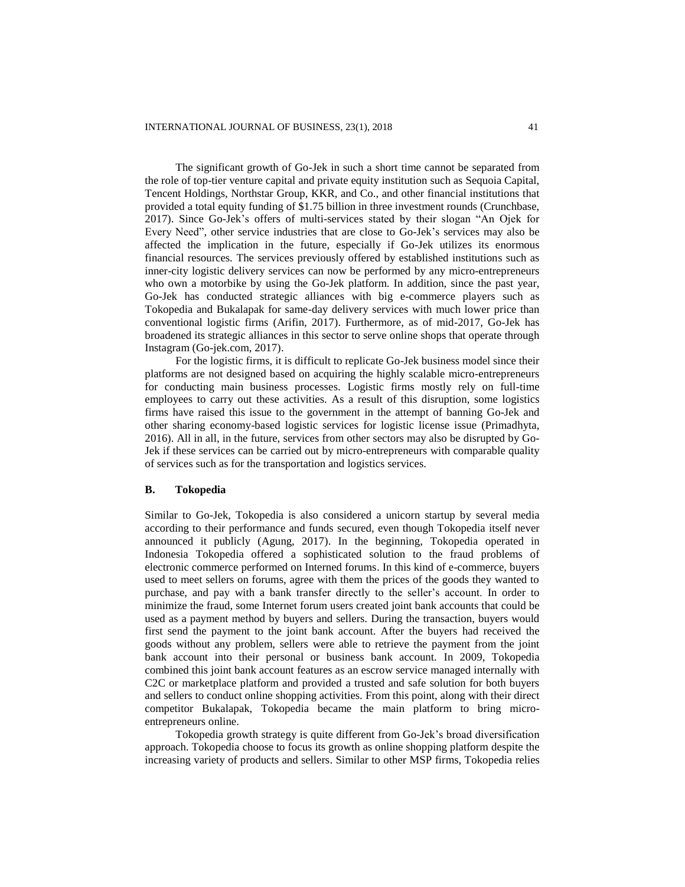The significant growth of Go-Jek in such a short time cannot be separated from the role of top-tier venture capital and private equity institution such as Sequoia Capital, Tencent Holdings, Northstar Group, KKR, and Co., and other financial institutions that provided a total equity funding of $1.75 billion in three investment rounds (Crunchbase, 2017). Since Go-Jek's offers of multi-services stated by their slogan "An Ojek for Every Need", other service industries that are close to Go-Jek's services may also be affected the implication in the future, especially if Go-Jek utilizes its enormous financial resources. The services previously offered by established institutions such as inner-city logistic delivery services can now be performed by any micro-entrepreneurs who own a motorbike by using the Go-Jek platform. In addition, since the past year, Go-Jek has conducted strategic alliances with big e-commerce players such as Tokopedia and Bukalapak for same-day delivery services with much lower price than conventional logistic firms (Arifin, 2017). Furthermore, as of mid-2017, Go-Jek has broadened its strategic alliances in this sector to serve online shops that operate through Instagram (Go-jek.com, 2017).

For the logistic firms, it is difficult to replicate Go-Jek business model since their platforms are not designed based on acquiring the highly scalable micro-entrepreneurs for conducting main business processes. Logistic firms mostly rely on full-time employees to carry out these activities. As a result of this disruption, some logistics firms have raised this issue to the government in the attempt of banning Go-Jek and other sharing economy-based logistic services for logistic license issue (Primadhyta, 2016). All in all, in the future, services from other sectors may also be disrupted by Go-Jek if these services can be carried out by micro-entrepreneurs with comparable quality of services such as for the transportation and logistics services.

### B. Tokopedia

Similar to Go-Jek, Tokopedia is also considered a unicorn startup by several media according to their performance and funds secured, even though Tokopedia itself never announced it publicly (Agung, 2017). In the beginning, Tokopedia operated in Indonesia Tokopedia offered a sophisticated solution to the fraud problems of electronic commerce performed on Interned forums. In this kind of e-commerce, buyers used to meet sellers on forums, agree with them the prices of the goods they wanted to purchase, and pay with a bank transfer directly to the seller's account. In order to minimize the fraud, some Internet forum users created joint bank accounts that could be used as a payment method by buyers and sellers. During the transaction, buyers would first send the payment to the joint bank account. After the buyers had received the goods without any problem, sellers were able to retrieve the payment from the joint bank account into their personal or business bank account. In 2009, Tokopedia combined this joint bank account features as an escrow service managed internally with C2C or marketplace platform and provided a trusted and safe solution for both buyers and sellers to conduct online shopping activities. From this point, along with their direct competitor Bukalapak, Tokopedia became the main platform to bring micro-entrepreneurs online.

Tokopedia growth strategy is quite different from Go-Jek's broad diversification approach. Tokopedia choose to focus its growth as online shopping platform despite the increasing variety of products and sellers. Similar to other MSP firms, Tokopedia relies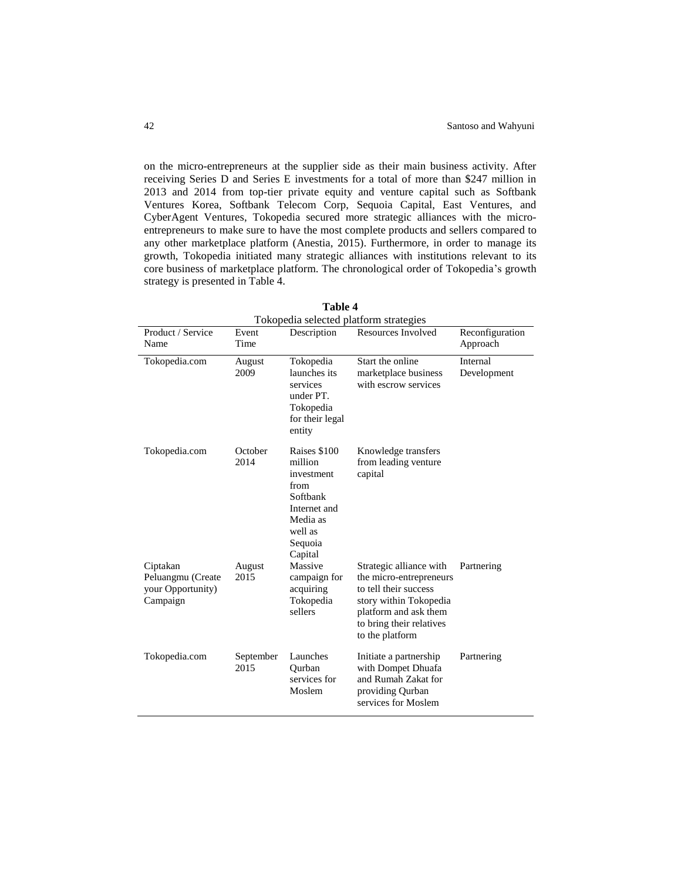on the micro-entrepreneurs at the supplier side as their main business activity. After receiving Series D and Series E investments for a total of more than $247 million in 2013 and 2014 from top-tier private equity and venture capital such as Softbank Ventures Korea, Softbank Telecom Corp, Sequoia Capital, East Ventures, and CyberAgent Ventures, Tokopedia secured more strategic alliances with the micro-entrepreneurs to make sure to have the most complete products and sellers compared to any other marketplace platform (Anestia, 2015). Furthermore, in order to manage its growth, Tokopedia initiated many strategic alliances with institutions relevant to its core business of marketplace platform. The chronological order of Tokopedia's growth strategy is presented in Table 4.

**Table 4**
Tokopedia selected platform strategies

| Product / Service Name | Event Time | Description | Resources Involved | Reconfiguration Approach |
|---|---|---|---|---|
| Tokopedia.com | August 2009 | Tokopedia launches its services under PT. Tokopedia for their legal entity | Start the online marketplace business with escrow services | Internal Development |
| Tokopedia.com | October 2014 | Raises $100 million investment from Softbank Internet and Media as well as Sequoia Capital | Knowledge transfers from leading venture capital | |
| Ciptakan Peluangmu (Create your Opportunity) Campaign | August 2015 | Massive campaign for acquiring Tokopedia sellers | Strategic alliance with the micro-entrepreneurs to tell their success story within Tokopedia platform and ask them to bring their relatives to the platform | Partnering |
| Tokopedia.com | September 2015 | Launches Qurban services for Moslem | Initiate a partnership with Dompet Dhuafa and Rumah Zakat for providing Qurban services for Moslem | Partnering |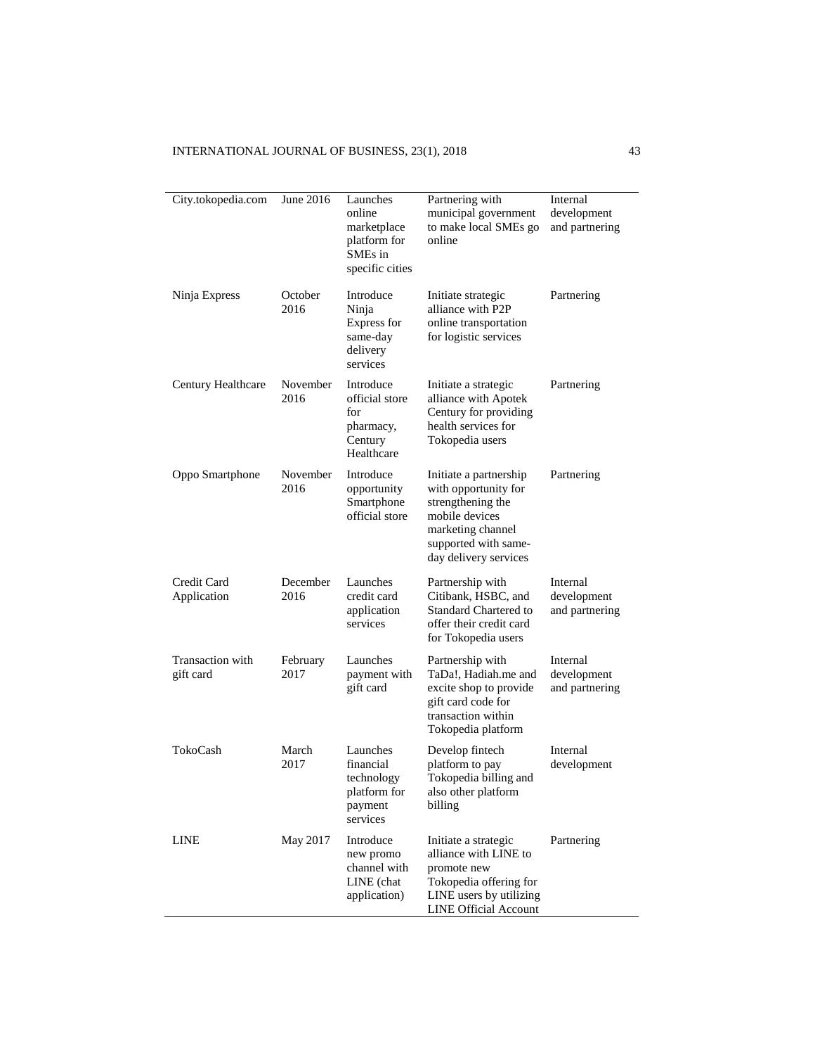| | | | | |
|---|---|---|---|---|
| City.tokopedia.com | June 2016 | Launches online marketplace platform for SMEs in specific cities | Partnering with municipal government to make local SMEs go online | Internal development and partnering |
| Ninja Express | October 2016 | Introduce Ninja Express for same-day delivery services | Initiate strategic alliance with P2P online transportation for logistic services | Partnering |
| Century Healthcare | November 2016 | Introduce official store for pharmacy, Century Healthcare | Initiate a strategic alliance with Apotek Century for providing health services for Tokopedia users | Partnering |
| Oppo Smartphone | November 2016 | Introduce opportunity Smartphone official store | Initiate a partnership with opportunity for strengthening the mobile devices marketing channel supported with same-day delivery services | Partnering |
| Credit Card Application | December 2016 | Launches credit card application services | Partnership with Citibank, HSBC, and Standard Chartered to offer their credit card for Tokopedia users | Internal development and partnering |
| Transaction with gift card | February 2017 | Launches payment with gift card | Partnership with TaDa!, Hadiah.me and excite shop to provide gift card code for transaction within Tokopedia platform | Internal development and partnering |
| TokoCash | March 2017 | Launches financial technology platform for payment services | Develop fintech platform to pay Tokopedia billing and also other platform billing | Internal development |
| LINE | May 2017 | Introduce new promo channel with LINE (chat application) | Initiate a strategic alliance with LINE to promote new Tokopedia offering for LINE users by utilizing LINE Official Account | Partnering |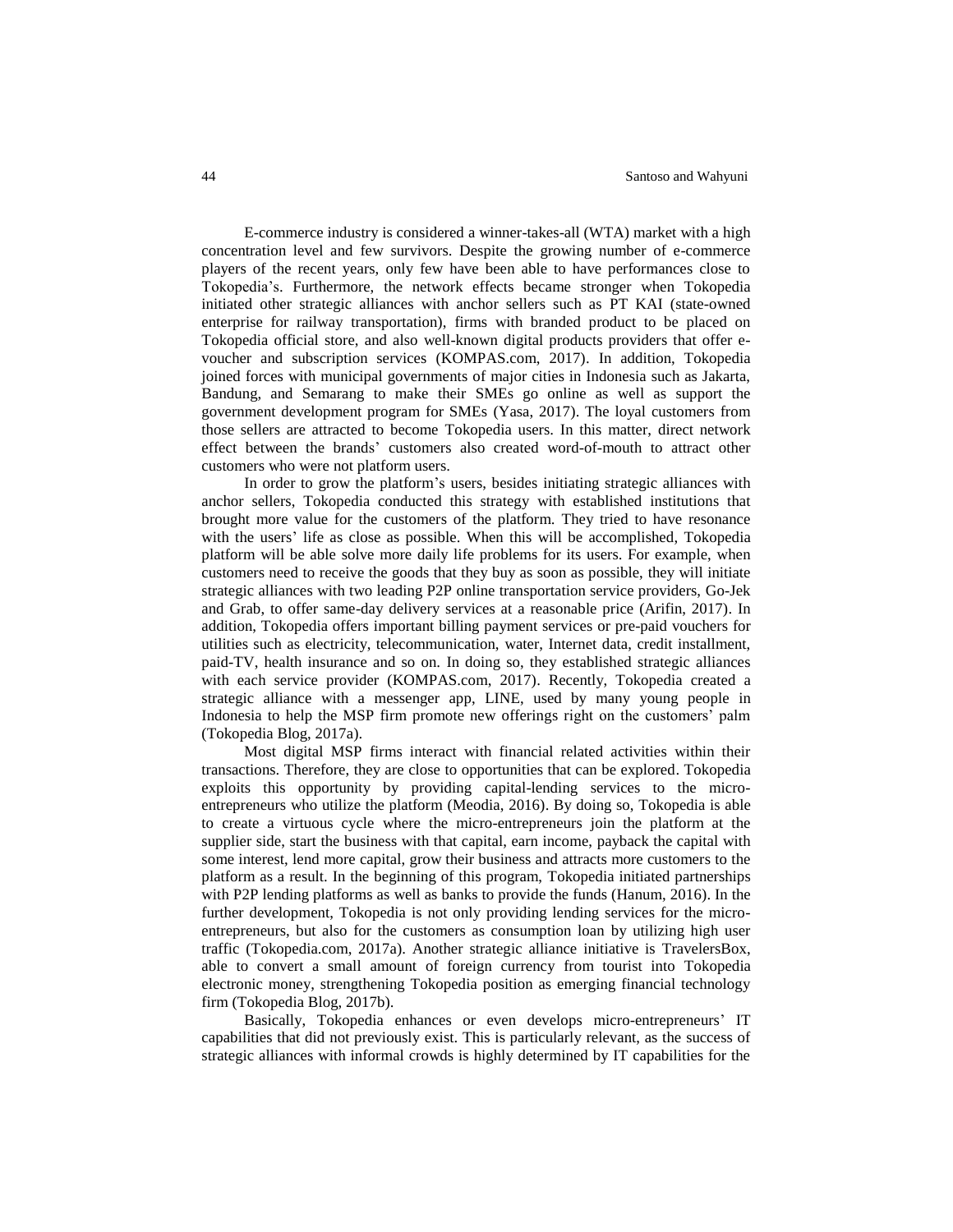E-commerce industry is considered a winner-takes-all (WTA) market with a high concentration level and few survivors. Despite the growing number of e-commerce players of the recent years, only few have been able to have performances close to Tokopedia's. Furthermore, the network effects became stronger when Tokopedia initiated other strategic alliances with anchor sellers such as PT KAI (state-owned enterprise for railway transportation), firms with branded product to be placed on Tokopedia official store, and also well-known digital products providers that offer e-voucher and subscription services (KOMPAS.com, 2017). In addition, Tokopedia joined forces with municipal governments of major cities in Indonesia such as Jakarta, Bandung, and Semarang to make their SMEs go online as well as support the government development program for SMEs (Yasa, 2017). The loyal customers from those sellers are attracted to become Tokopedia users. In this matter, direct network effect between the brands' customers also created word-of-mouth to attract other customers who were not platform users.

In order to grow the platform's users, besides initiating strategic alliances with anchor sellers, Tokopedia conducted this strategy with established institutions that brought more value for the customers of the platform. They tried to have resonance with the users' life as close as possible. When this will be accomplished, Tokopedia platform will be able solve more daily life problems for its users. For example, when customers need to receive the goods that they buy as soon as possible, they will initiate strategic alliances with two leading P2P online transportation service providers, Go-Jek and Grab, to offer same-day delivery services at a reasonable price (Arifin, 2017). In addition, Tokopedia offers important billing payment services or pre-paid vouchers for utilities such as electricity, telecommunication, water, Internet data, credit installment, paid-TV, health insurance and so on. In doing so, they established strategic alliances with each service provider (KOMPAS.com, 2017). Recently, Tokopedia created a strategic alliance with a messenger app, LINE, used by many young people in Indonesia to help the MSP firm promote new offerings right on the customers' palm (Tokopedia Blog, 2017a).

Most digital MSP firms interact with financial related activities within their transactions. Therefore, they are close to opportunities that can be explored. Tokopedia exploits this opportunity by providing capital-lending services to the micro-entrepreneurs who utilize the platform (Meodia, 2016). By doing so, Tokopedia is able to create a virtuous cycle where the micro-entrepreneurs join the platform at the supplier side, start the business with that capital, earn income, payback the capital with some interest, lend more capital, grow their business and attracts more customers to the platform as a result. In the beginning of this program, Tokopedia initiated partnerships with P2P lending platforms as well as banks to provide the funds (Hanum, 2016). In the further development, Tokopedia is not only providing lending services for the micro-entrepreneurs, but also for the customers as consumption loan by utilizing high user traffic (Tokopedia.com, 2017a). Another strategic alliance initiative is TravelersBox, able to convert a small amount of foreign currency from tourist into Tokopedia electronic money, strengthening Tokopedia position as emerging financial technology firm (Tokopedia Blog, 2017b).

Basically, Tokopedia enhances or even develops micro-entrepreneurs' IT capabilities that did not previously exist. This is particularly relevant, as the success of strategic alliances with informal crowds is highly determined by IT capabilities for the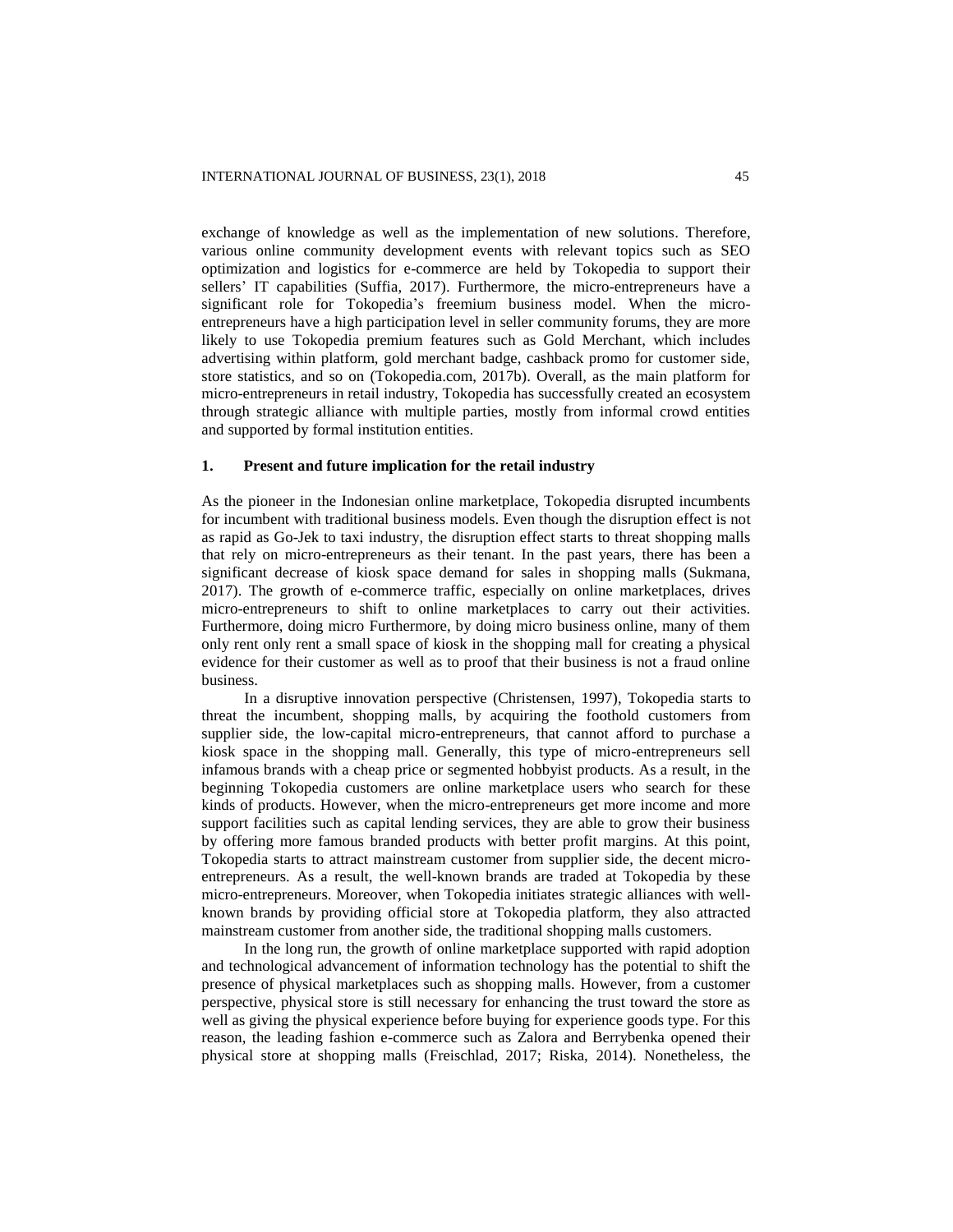exchange of knowledge as well as the implementation of new solutions. Therefore, various online community development events with relevant topics such as SEO optimization and logistics for e-commerce are held by Tokopedia to support their sellers' IT capabilities (Suffia, 2017). Furthermore, the micro-entrepreneurs have a significant role for Tokopedia's freemium business model. When the micro-entrepreneurs have a high participation level in seller community forums, they are more likely to use Tokopedia premium features such as Gold Merchant, which includes advertising within platform, gold merchant badge, cashback promo for customer side, store statistics, and so on (Tokopedia.com, 2017b). Overall, as the main platform for micro-entrepreneurs in retail industry, Tokopedia has successfully created an ecosystem through strategic alliance with multiple parties, mostly from informal crowd entities and supported by formal institution entities.

## 1. Present and future implication for the retail industry

As the pioneer in the Indonesian online marketplace, Tokopedia disrupted incumbents for incumbent with traditional business models. Even though the disruption effect is not as rapid as Go-Jek to taxi industry, the disruption effect starts to threat shopping malls that rely on micro-entrepreneurs as their tenant. In the past years, there has been a significant decrease of kiosk space demand for sales in shopping malls (Sukmana, 2017). The growth of e-commerce traffic, especially on online marketplaces, drives micro-entrepreneurs to shift to online marketplaces to carry out their activities. Furthermore, doing micro Furthermore, by doing micro business online, many of them only rent only rent a small space of kiosk in the shopping mall for creating a physical evidence for their customer as well as to proof that their business is not a fraud online business.

In a disruptive innovation perspective (Christensen, 1997), Tokopedia starts to threat the incumbent, shopping malls, by acquiring the foothold customers from supplier side, the low-capital micro-entrepreneurs, that cannot afford to purchase a kiosk space in the shopping mall. Generally, this type of micro-entrepreneurs sell infamous brands with a cheap price or segmented hobbyist products. As a result, in the beginning Tokopedia customers are online marketplace users who search for these kinds of products. However, when the micro-entrepreneurs get more income and more support facilities such as capital lending services, they are able to grow their business by offering more famous branded products with better profit margins. At this point, Tokopedia starts to attract mainstream customer from supplier side, the decent micro-entrepreneurs. As a result, the well-known brands are traded at Tokopedia by these micro-entrepreneurs. Moreover, when Tokopedia initiates strategic alliances with well-known brands by providing official store at Tokopedia platform, they also attracted mainstream customer from another side, the traditional shopping malls customers.

In the long run, the growth of online marketplace supported with rapid adoption and technological advancement of information technology has the potential to shift the presence of physical marketplaces such as shopping malls. However, from a customer perspective, physical store is still necessary for enhancing the trust toward the store as well as giving the physical experience before buying for experience goods type. For this reason, the leading fashion e-commerce such as Zalora and Berrybenka opened their physical store at shopping malls (Freischlad, 2017; Riska, 2014). Nonetheless, the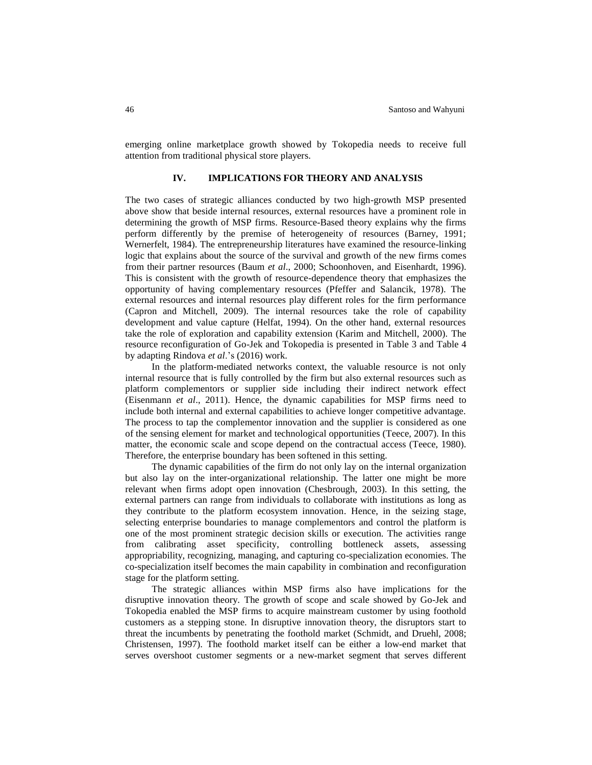emerging online marketplace growth showed by Tokopedia needs to receive full attention from traditional physical store players.

## IV. IMPLICATIONS FOR THEORY AND ANALYSIS

The two cases of strategic alliances conducted by two high-growth MSP presented above show that beside internal resources, external resources have a prominent role in determining the growth of MSP firms. Resource-Based theory explains why the firms perform differently by the premise of heterogeneity of resources (Barney, 1991; Wernerfelt, 1984). The entrepreneurship literatures have examined the resource-linking logic that explains about the source of the survival and growth of the new firms comes from their partner resources (Baum *et al*., 2000; Schoonhoven, and Eisenhardt, 1996). This is consistent with the growth of resource-dependence theory that emphasizes the opportunity of having complementary resources (Pfeffer and Salancik, 1978). The external resources and internal resources play different roles for the firm performance (Capron and Mitchell, 2009). The internal resources take the role of capability development and value capture (Helfat, 1994). On the other hand, external resources take the role of exploration and capability extension (Karim and Mitchell, 2000). The resource reconfiguration of Go-Jek and Tokopedia is presented in Table 3 and Table 4 by adapting Rindova *et al*.'s (2016) work.

In the platform-mediated networks context, the valuable resource is not only internal resource that is fully controlled by the firm but also external resources such as platform complementors or supplier side including their indirect network effect (Eisenmann *et al*., 2011). Hence, the dynamic capabilities for MSP firms need to include both internal and external capabilities to achieve longer competitive advantage. The process to tap the complementor innovation and the supplier is considered as one of the sensing element for market and technological opportunities (Teece, 2007). In this matter, the economic scale and scope depend on the contractual access (Teece, 1980). Therefore, the enterprise boundary has been softened in this setting.

The dynamic capabilities of the firm do not only lay on the internal organization but also lay on the inter-organizational relationship. The latter one might be more relevant when firms adopt open innovation (Chesbrough, 2003). In this setting, the external partners can range from individuals to collaborate with institutions as long as they contribute to the platform ecosystem innovation. Hence, in the seizing stage, selecting enterprise boundaries to manage complementors and control the platform is one of the most prominent strategic decision skills or execution. The activities range from calibrating asset specificity, controlling bottleneck assets, assessing appropriability, recognizing, managing, and capturing co-specialization economies. The co-specialization itself becomes the main capability in combination and reconfiguration stage for the platform setting.

The strategic alliances within MSP firms also have implications for the disruptive innovation theory. The growth of scope and scale showed by Go-Jek and Tokopedia enabled the MSP firms to acquire mainstream customer by using foothold customers as a stepping stone. In disruptive innovation theory, the disruptors start to threat the incumbents by penetrating the foothold market (Schmidt, and Druehl, 2008; Christensen, 1997). The foothold market itself can be either a low-end market that serves overshoot customer segments or a new-market segment that serves different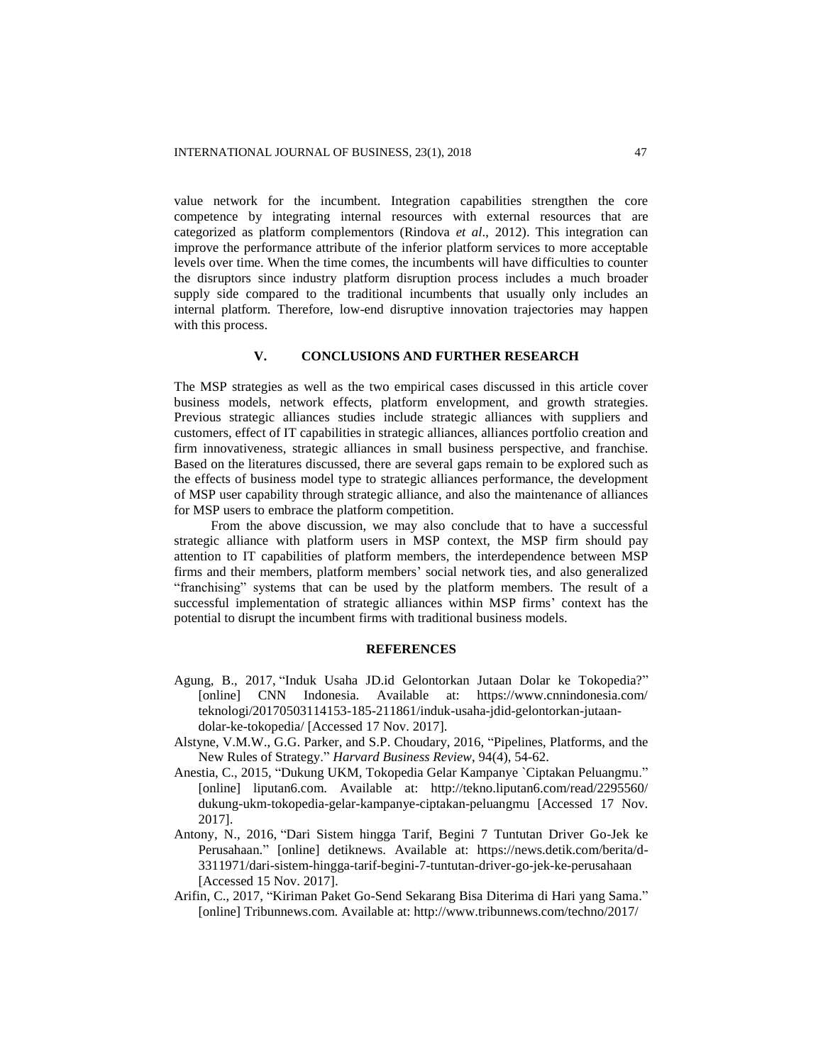value network for the incumbent. Integration capabilities strengthen the core competence by integrating internal resources with external resources that are categorized as platform complementors (Rindova *et al*., 2012). This integration can improve the performance attribute of the inferior platform services to more acceptable levels over time. When the time comes, the incumbents will have difficulties to counter the disruptors since industry platform disruption process includes a much broader supply side compared to the traditional incumbents that usually only includes an internal platform. Therefore, low-end disruptive innovation trajectories may happen with this process.

## V. CONCLUSIONS AND FURTHER RESEARCH

The MSP strategies as well as the two empirical cases discussed in this article cover business models, network effects, platform envelopment, and growth strategies. Previous strategic alliances studies include strategic alliances with suppliers and customers, effect of IT capabilities in strategic alliances, alliances portfolio creation and firm innovativeness, strategic alliances in small business perspective, and franchise. Based on the literatures discussed, there are several gaps remain to be explored such as the effects of business model type to strategic alliances performance, the development of MSP user capability through strategic alliance, and also the maintenance of alliances for MSP users to embrace the platform competition.

From the above discussion, we may also conclude that to have a successful strategic alliance with platform users in MSP context, the MSP firm should pay attention to IT capabilities of platform members, the interdependence between MSP firms and their members, platform members' social network ties, and also generalized "franchising" systems that can be used by the platform members. The result of a successful implementation of strategic alliances within MSP firms' context has the potential to disrupt the incumbent firms with traditional business models.

## REFERENCES

Agung, B., 2017, "Induk Usaha JD.id Gelontorkan Jutaan Dolar ke Tokopedia?" [online] CNN Indonesia. Available at: https://www.cnnindonesia.com/teknologi/20170503114153-185-211861/induk-usaha-jdid-gelontorkan-jutaan-dolar-ke-tokopedia/ [Accessed 17 Nov. 2017].

Alstyne, V.M.W., G.G. Parker, and S.P. Choudary, 2016, "Pipelines, Platforms, and the New Rules of Strategy." *Harvard Business Review*, 94(4), 54-62.

Anestia, C., 2015, "Dukung UKM, Tokopedia Gelar Kampanye `Ciptakan Peluangmu." [online] liputan6.com. Available at: http://tekno.liputan6.com/read/2295560/dukung-ukm-tokopedia-gelar-kampanye-ciptakan-peluangmu [Accessed 17 Nov. 2017].

Antony, N., 2016, "Dari Sistem hingga Tarif, Begini 7 Tuntutan Driver Go-Jek ke Perusahaan." [online] detiknews. Available at: https://news.detik.com/berita/d-3311971/dari-sistem-hingga-tarif-begini-7-tuntutan-driver-go-jek-ke-perusahaan [Accessed 15 Nov. 2017].

Arifin, C., 2017, "Kiriman Paket Go-Send Sekarang Bisa Diterima di Hari yang Sama." [online] Tribunnews.com. Available at: http://www.tribunnews.com/techno/2017/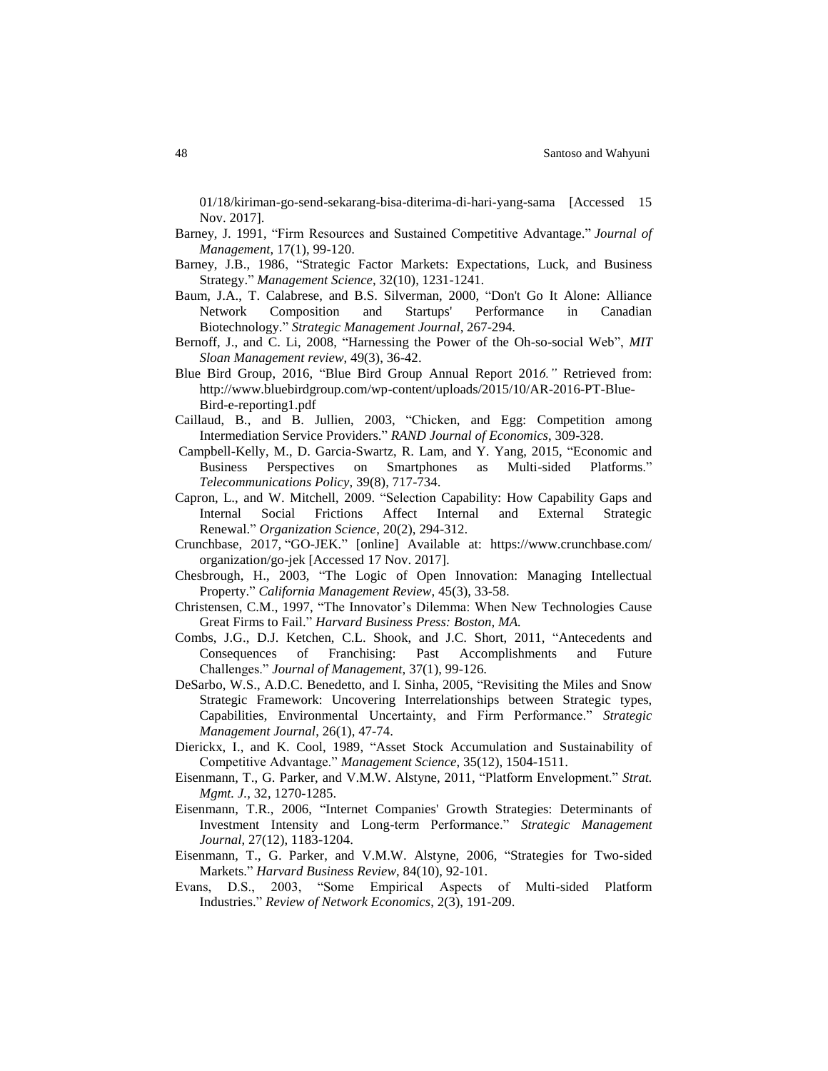01/18/kiriman-go-send-sekarang-bisa-diterima-di-hari-yang-sama [Accessed 15 Nov. 2017].

Barney, J. 1991, "Firm Resources and Sustained Competitive Advantage." *Journal of Management*, 17(1), 99-120.

Barney, J.B., 1986, "Strategic Factor Markets: Expectations, Luck, and Business Strategy." *Management Science*, 32(10), 1231-1241.

Baum, J.A., T. Calabrese, and B.S. Silverman, 2000, "Don't Go It Alone: Alliance Network Composition and Startups' Performance in Canadian Biotechnology." *Strategic Management Journal*, 267-294.

Bernoff, J., and C. Li, 2008, "Harnessing the Power of the Oh-so-social Web", *MIT Sloan Management review*, 49(3), 36-42.

Blue Bird Group, 2016, "Blue Bird Group Annual Report 201*6."* Retrieved from: http://www.bluebirdgroup.com/wp-content/uploads/2015/10/AR-2016-PT-Blue-Bird-e-reporting1.pdf

Caillaud, B., and B. Jullien, 2003, "Chicken, and Egg: Competition among Intermediation Service Providers." *RAND Journal of Economics*, 309-328.

Campbell-Kelly, M., D. Garcia-Swartz, R. Lam, and Y. Yang, 2015, "Economic and Business Perspectives on Smartphones as Multi-sided Platforms." *Telecommunications Policy*, 39(8), 717-734.

Capron, L., and W. Mitchell, 2009. "Selection Capability: How Capability Gaps and Internal Social Frictions Affect Internal and External Strategic Renewal." *Organization Science*, 20(2), 294-312.

Crunchbase, 2017, "GO-JEK." [online] Available at: https://www.crunchbase.com/organization/go-jek [Accessed 17 Nov. 2017].

Chesbrough, H., 2003, "The Logic of Open Innovation: Managing Intellectual Property." *California Management Review*, 45(3), 33-58.

Christensen, C.M., 1997, "The Innovator's Dilemma: When New Technologies Cause Great Firms to Fail." *Harvard Business Press: Boston, MA.*

Combs, J.G., D.J. Ketchen, C.L. Shook, and J.C. Short, 2011, "Antecedents and Consequences of Franchising: Past Accomplishments and Future Challenges." *Journal of Management*, 37(1), 99-126.

DeSarbo, W.S., A.D.C. Benedetto, and I. Sinha, 2005, "Revisiting the Miles and Snow Strategic Framework: Uncovering Interrelationships between Strategic types, Capabilities, Environmental Uncertainty, and Firm Performance." *Strategic Management Journal*, 26(1), 47-74.

Dierickx, I., and K. Cool, 1989, "Asset Stock Accumulation and Sustainability of Competitive Advantage." *Management Science*, 35(12), 1504-1511.

Eisenmann, T., G. Parker, and V.M.W. Alstyne, 2011, "Platform Envelopment." *Strat. Mgmt. J.*, 32, 1270-1285.

Eisenmann, T.R., 2006, "Internet Companies' Growth Strategies: Determinants of Investment Intensity and Long-term Performance." *Strategic Management Journal*, 27(12), 1183-1204.

Eisenmann, T., G. Parker, and V.M.W. Alstyne, 2006, "Strategies for Two-sided Markets." *Harvard Business Review*, 84(10), 92-101.

Evans, D.S., 2003, "Some Empirical Aspects of Multi-sided Platform Industries." *Review of Network Economics*, 2(3), 191-209.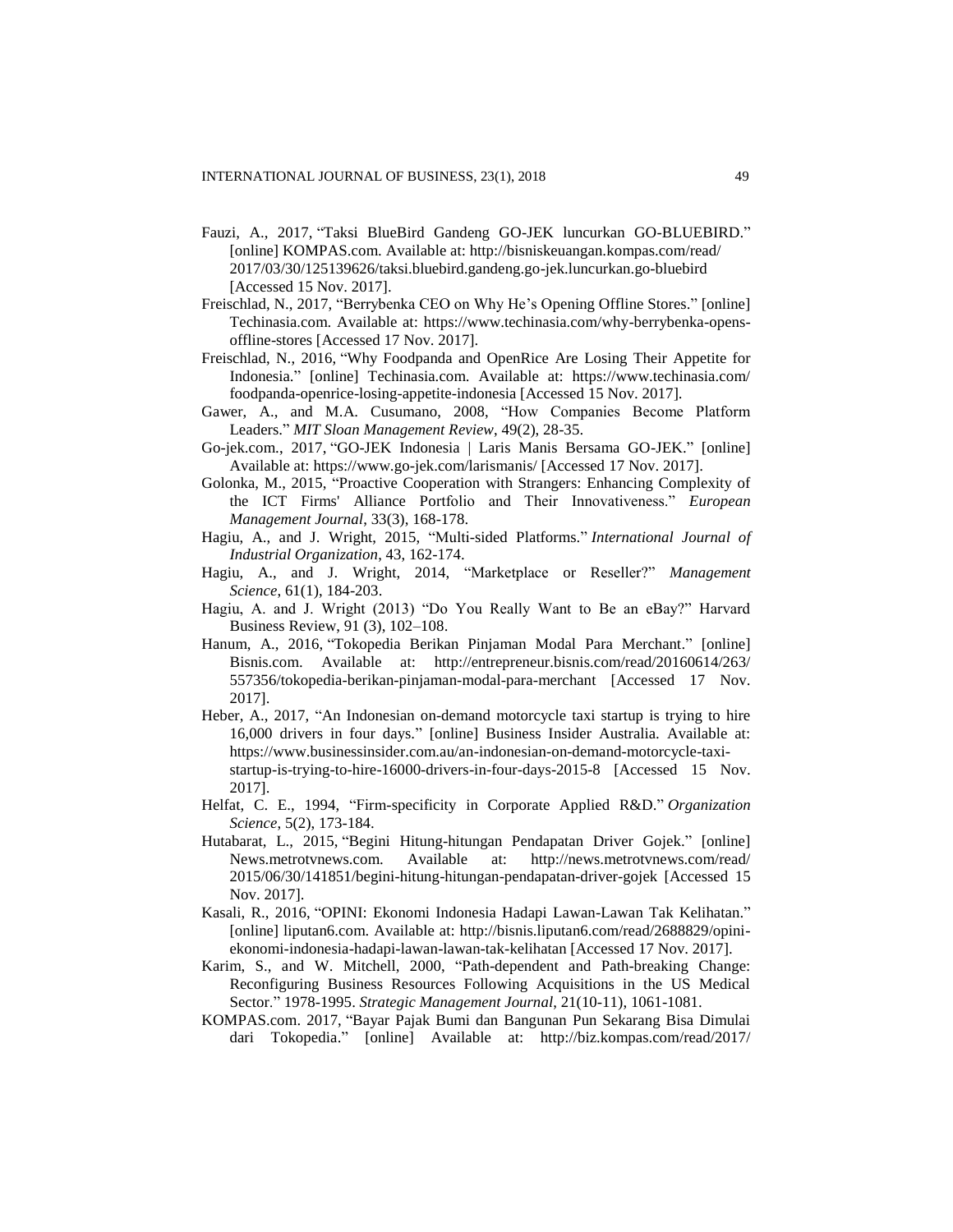Fauzi, A., 2017, "Taksi BlueBird Gandeng GO-JEK luncurkan GO-BLUEBIRD." [online] KOMPAS.com. Available at: http://bisniskeuangan.kompas.com/read/2017/03/30/125139626/taksi.bluebird.gandeng.go-jek.luncurkan.go-bluebird [Accessed 15 Nov. 2017].

Freischlad, N., 2017, "Berrybenka CEO on Why He's Opening Offline Stores." [online] Techinasia.com. Available at: https://www.techinasia.com/why-berrybenka-opens-offline-stores [Accessed 17 Nov. 2017].

Freischlad, N., 2016, "Why Foodpanda and OpenRice Are Losing Their Appetite for Indonesia." [online] Techinasia.com. Available at: https://www.techinasia.com/foodpanda-openrice-losing-appetite-indonesia [Accessed 15 Nov. 2017].

Gawer, A., and M.A. Cusumano, 2008, "How Companies Become Platform Leaders." *MIT Sloan Management Review*, 49(2), 28-35.

Go-jek.com., 2017, "GO-JEK Indonesia | Laris Manis Bersama GO-JEK." [online] Available at: https://www.go-jek.com/larismanis/ [Accessed 17 Nov. 2017].

Golonka, M., 2015, "Proactive Cooperation with Strangers: Enhancing Complexity of the ICT Firms' Alliance Portfolio and Their Innovativeness." *European Management Journal*, 33(3), 168-178.

Hagiu, A., and J. Wright, 2015, "Multi-sided Platforms." *International Journal of Industrial Organization*, 43, 162-174.

Hagiu, A., and J. Wright, 2014, "Marketplace or Reseller?" *Management Science*, 61(1), 184-203.

Hagiu, A. and J. Wright (2013) "Do You Really Want to Be an eBay?" Harvard Business Review, 91 (3), 102–108.

Hanum, A., 2016, "Tokopedia Berikan Pinjaman Modal Para Merchant." [online] Bisnis.com. Available at: http://entrepreneur.bisnis.com/read/20160614/263/557356/tokopedia-berikan-pinjaman-modal-para-merchant [Accessed 17 Nov. 2017].

Heber, A., 2017, "An Indonesian on-demand motorcycle taxi startup is trying to hire 16,000 drivers in four days." [online] Business Insider Australia. Available at: https://www.businessinsider.com.au/an-indonesian-on-demand-motorcycle-taxi-startup-is-trying-to-hire-16000-drivers-in-four-days-2015-8 [Accessed 15 Nov. 2017].

Helfat, C. E., 1994, "Firm-specificity in Corporate Applied R&D." *Organization Science*, 5(2), 173-184.

Hutabarat, L., 2015, "Begini Hitung-hitungan Pendapatan Driver Gojek." [online] News.metrotvnews.com. Available at: http://news.metrotvnews.com/read/2015/06/30/141851/begini-hitung-hitungan-pendapatan-driver-gojek [Accessed 15 Nov. 2017].

Kasali, R., 2016, "OPINI: Ekonomi Indonesia Hadapi Lawan-Lawan Tak Kelihatan." [online] liputan6.com. Available at: http://bisnis.liputan6.com/read/2688829/opini-ekonomi-indonesia-hadapi-lawan-lawan-tak-kelihatan [Accessed 17 Nov. 2017].

Karim, S., and W. Mitchell, 2000, "Path-dependent and Path-breaking Change: Reconfiguring Business Resources Following Acquisitions in the US Medical Sector." 1978-1995. *Strategic Management Journal*, 21(10-11), 1061-1081.

KOMPAS.com. 2017, "Bayar Pajak Bumi dan Bangunan Pun Sekarang Bisa Dimulai dari Tokopedia." [online] Available at: http://biz.kompas.com/read/2017/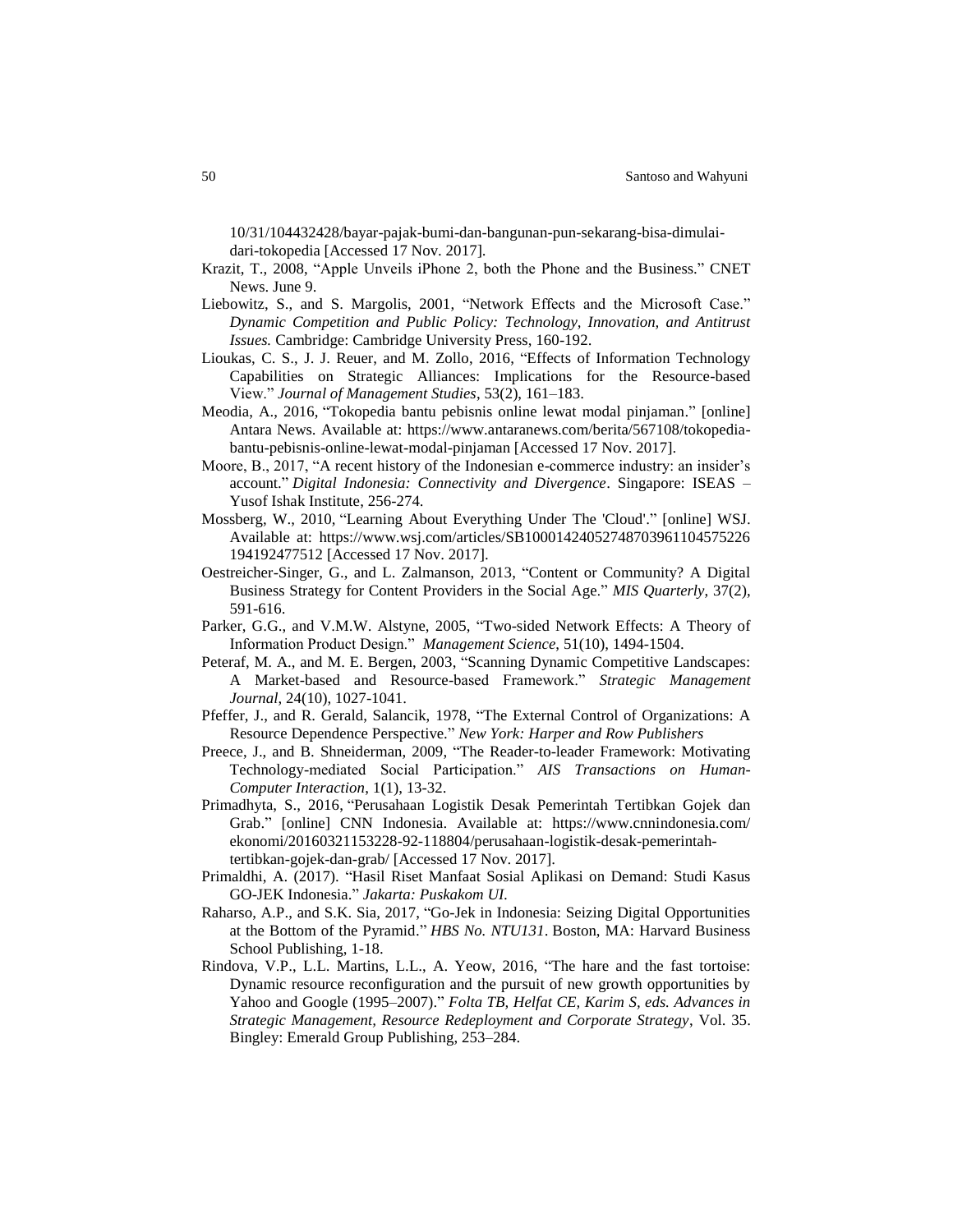10/31/104432428/bayar-pajak-bumi-dan-bangunan-pun-sekarang-bisa-dimulai-dari-tokopedia [Accessed 17 Nov. 2017].

Krazit, T., 2008, "Apple Unveils iPhone 2, both the Phone and the Business." CNET News. June 9.

Liebowitz, S., and S. Margolis, 2001, "Network Effects and the Microsoft Case." *Dynamic Competition and Public Policy: Technology, Innovation, and Antitrust Issues.* Cambridge: Cambridge University Press, 160-192.

Lioukas, C. S., J. J. Reuer, and M. Zollo, 2016, "Effects of Information Technology Capabilities on Strategic Alliances: Implications for the Resource-based View." *Journal of Management Studies*, 53(2), 161–183.

Meodia, A., 2016, "Tokopedia bantu pebisnis online lewat modal pinjaman." [online] Antara News. Available at: https://www.antaranews.com/berita/567108/tokopedia-bantu-pebisnis-online-lewat-modal-pinjaman [Accessed 17 Nov. 2017].

Moore, B., 2017, "A recent history of the Indonesian e-commerce industry: an insider's account." *Digital Indonesia: Connectivity and Divergence*. Singapore: ISEAS – Yusof Ishak Institute, 256-274.

Mossberg, W., 2010, "Learning About Everything Under The 'Cloud'." [online] WSJ. Available at: https://www.wsj.com/articles/SB10001424052748703961104575226194192477512 [Accessed 17 Nov. 2017].

Oestreicher-Singer, G., and L. Zalmanson, 2013, "Content or Community? A Digital Business Strategy for Content Providers in the Social Age." *MIS Quarterly*, 37(2), 591-616.

Parker, G.G., and V.M.W. Alstyne, 2005, "Two-sided Network Effects: A Theory of Information Product Design." *Management Science*, 51(10), 1494-1504.

Peteraf, M. A., and M. E. Bergen, 2003, "Scanning Dynamic Competitive Landscapes: A Market-based and Resource-based Framework." *Strategic Management Journal*, 24(10), 1027-1041.

Pfeffer, J., and R. Gerald, Salancik, 1978, "The External Control of Organizations: A Resource Dependence Perspective." *New York: Harper and Row Publishers*

Preece, J., and B. Shneiderman, 2009, "The Reader-to-leader Framework: Motivating Technology-mediated Social Participation." *AIS Transactions on Human-Computer Interaction*, 1(1), 13-32.

Primadhyta, S., 2016, "Perusahaan Logistik Desak Pemerintah Tertibkan Gojek dan Grab." [online] CNN Indonesia. Available at: https://www.cnnindonesia.com/ekonomi/20160321153228-92-118804/perusahaan-logistik-desak-pemerintah-tertibkan-gojek-dan-grab/ [Accessed 17 Nov. 2017].

Primaldhi, A. (2017). "Hasil Riset Manfaat Sosial Aplikasi on Demand: Studi Kasus GO-JEK Indonesia." *Jakarta: Puskakom UI.*

Raharso, A.P., and S.K. Sia, 2017, "Go-Jek in Indonesia: Seizing Digital Opportunities at the Bottom of the Pyramid." *HBS No. NTU131*. Boston, MA: Harvard Business School Publishing, 1-18.

Rindova, V.P., L.L. Martins, L.L., A. Yeow, 2016, "The hare and the fast tortoise: Dynamic resource reconfiguration and the pursuit of new growth opportunities by Yahoo and Google (1995–2007)." *Folta TB, Helfat CE, Karim S, eds. Advances in Strategic Management, Resource Redeployment and Corporate Strategy*, Vol. 35. Bingley: Emerald Group Publishing, 253–284.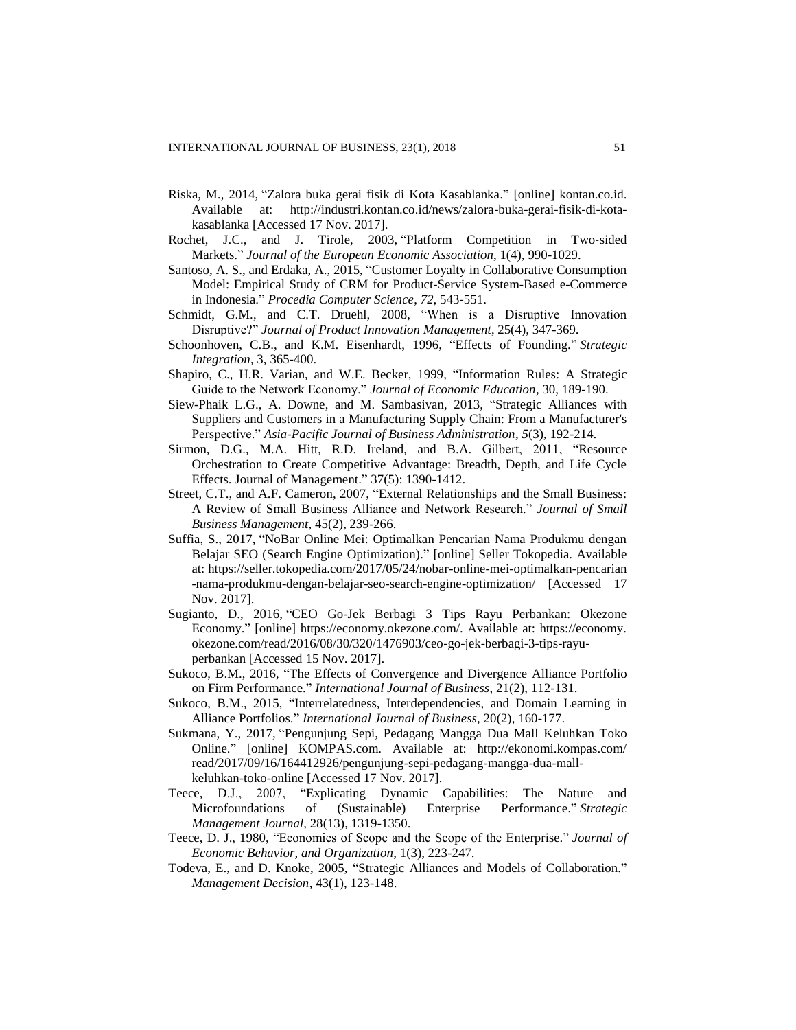Riska, M., 2014, "Zalora buka gerai fisik di Kota Kasablanka." [online] kontan.co.id. Available at: http://industri.kontan.co.id/news/zalora-buka-gerai-fisik-di-kota-kasablanka [Accessed 17 Nov. 2017].

Rochet, J.C., and J. Tirole, 2003, "Platform Competition in Two-sided Markets." *Journal of the European Economic Association*, 1(4), 990-1029.

Santoso, A. S., and Erdaka, A., 2015, "Customer Loyalty in Collaborative Consumption Model: Empirical Study of CRM for Product-Service System-Based e-Commerce in Indonesia." *Procedia Computer Science*, *72*, 543-551.

Schmidt, G.M., and C.T. Druehl, 2008, "When is a Disruptive Innovation Disruptive?" *Journal of Product Innovation Management*, 25(4), 347-369.

Schoonhoven, C.B., and K.M. Eisenhardt, 1996, "Effects of Founding." *Strategic Integration*, 3, 365-400.

Shapiro, C., H.R. Varian, and W.E. Becker, 1999, "Information Rules: A Strategic Guide to the Network Economy." *Journal of Economic Education*, 30, 189-190.

Siew-Phaik L.G., A. Downe, and M. Sambasivan, 2013, "Strategic Alliances with Suppliers and Customers in a Manufacturing Supply Chain: From a Manufacturer's Perspective." *Asia-Pacific Journal of Business Administration*, *5*(3), 192-214.

Sirmon, D.G., M.A. Hitt, R.D. Ireland, and B.A. Gilbert, 2011, "Resource Orchestration to Create Competitive Advantage: Breadth, Depth, and Life Cycle Effects. Journal of Management." 37(5): 1390-1412.

Street, C.T., and A.F. Cameron, 2007, "External Relationships and the Small Business: A Review of Small Business Alliance and Network Research." *Journal of Small Business Management*, 45(2), 239-266.

Suffia, S., 2017, "NoBar Online Mei: Optimalkan Pencarian Nama Produkmu dengan Belajar SEO (Search Engine Optimization)." [online] Seller Tokopedia. Available at: https://seller.tokopedia.com/2017/05/24/nobar-online-mei-optimalkan-pencarian-nama-produkmu-dengan-belajar-seo-search-engine-optimization/ [Accessed 17 Nov. 2017].

Sugianto, D., 2016, "CEO Go-Jek Berbagi 3 Tips Rayu Perbankan: Okezone Economy." [online] https://economy.okezone.com/. Available at: https://economy.okezone.com/read/2016/08/30/320/1476903/ceo-go-jek-berbagi-3-tips-rayu-perbankan [Accessed 15 Nov. 2017].

Sukoco, B.M., 2016, "The Effects of Convergence and Divergence Alliance Portfolio on Firm Performance." *International Journal of Business*, 21(2), 112-131.

Sukoco, B.M., 2015, "Interrelatedness, Interdependencies, and Domain Learning in Alliance Portfolios." *International Journal of Business*, 20(2), 160-177.

Sukmana, Y., 2017, "Pengunjung Sepi, Pedagang Mangga Dua Mall Keluhkan Toko Online." [online] KOMPAS.com. Available at: http://ekonomi.kompas.com/read/2017/09/16/164412926/pengunjung-sepi-pedagang-mangga-dua-mall-keluhkan-toko-online [Accessed 17 Nov. 2017].

Teece, D.J., 2007, "Explicating Dynamic Capabilities: The Nature and Microfoundations of (Sustainable) Enterprise Performance." *Strategic Management Journal*, 28(13), 1319-1350.

Teece, D. J., 1980, "Economies of Scope and the Scope of the Enterprise." *Journal of Economic Behavior, and Organization*, 1(3), 223-247.

Todeva, E., and D. Knoke, 2005, "Strategic Alliances and Models of Collaboration." *Management Decision*, 43(1), 123-148.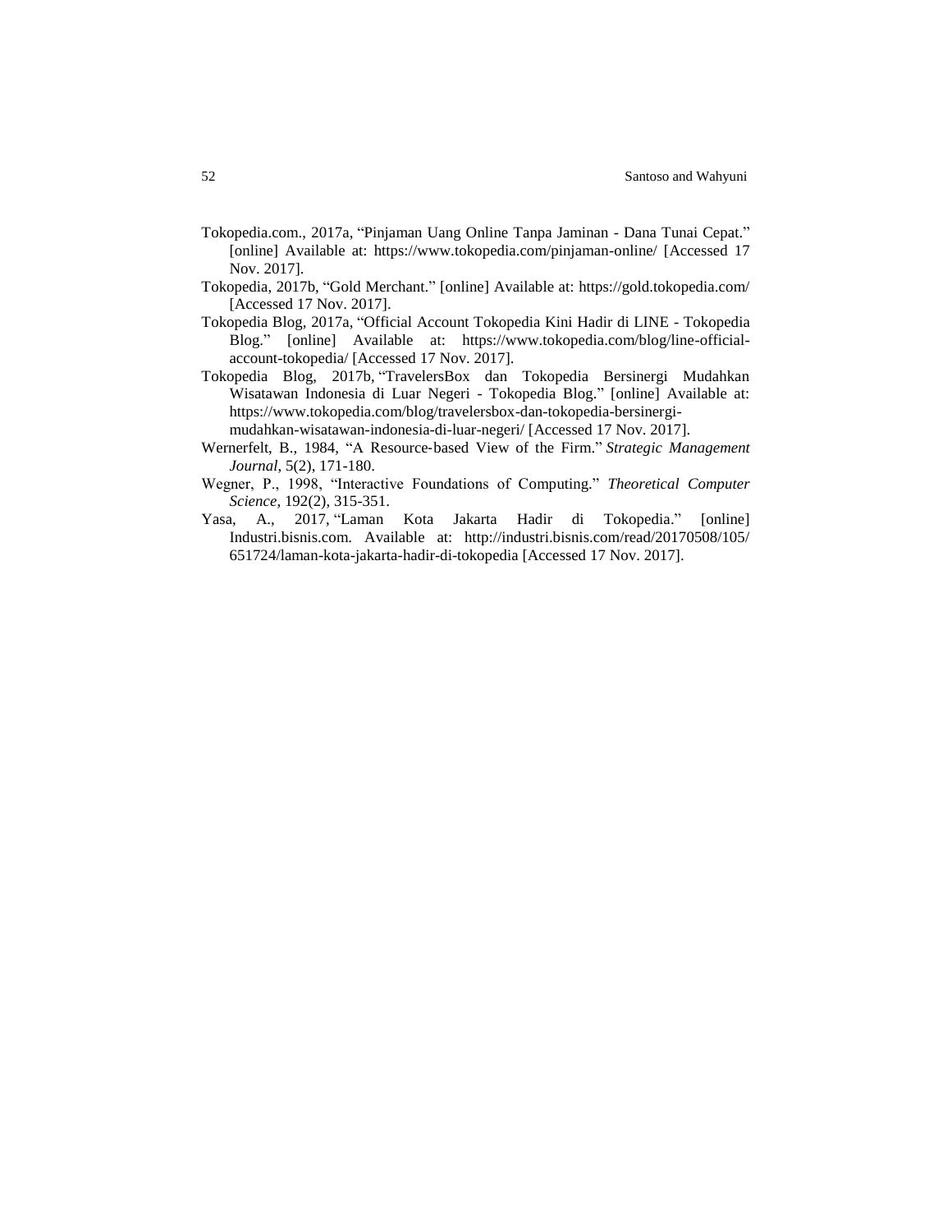Tokopedia.com., 2017a, "Pinjaman Uang Online Tanpa Jaminan - Dana Tunai Cepat." [online] Available at: https://www.tokopedia.com/pinjaman-online/ [Accessed 17 Nov. 2017].

Tokopedia, 2017b, "Gold Merchant." [online] Available at: https://gold.tokopedia.com/ [Accessed 17 Nov. 2017].

Tokopedia Blog, 2017a, "Official Account Tokopedia Kini Hadir di LINE - Tokopedia Blog." [online] Available at: https://www.tokopedia.com/blog/line-official-account-tokopedia/ [Accessed 17 Nov. 2017].

Tokopedia Blog, 2017b, "TravelersBox dan Tokopedia Bersinergi Mudahkan Wisatawan Indonesia di Luar Negeri - Tokopedia Blog." [online] Available at: https://www.tokopedia.com/blog/travelersbox-dan-tokopedia-bersinergi-mudahkan-wisatawan-indonesia-di-luar-negeri/ [Accessed 17 Nov. 2017].

Wernerfelt, B., 1984, "A Resource‐based View of the Firm." *Strategic Management Journal*, 5(2), 171-180.

Wegner, P., 1998, "Interactive Foundations of Computing." *Theoretical Computer Science*, 192(2), 315-351.

Yasa, A., 2017, "Laman Kota Jakarta Hadir di Tokopedia." [online] Industri.bisnis.com. Available at: http://industri.bisnis.com/read/20170508/105/651724/laman-kota-jakarta-hadir-di-tokopedia [Accessed 17 Nov. 2017].